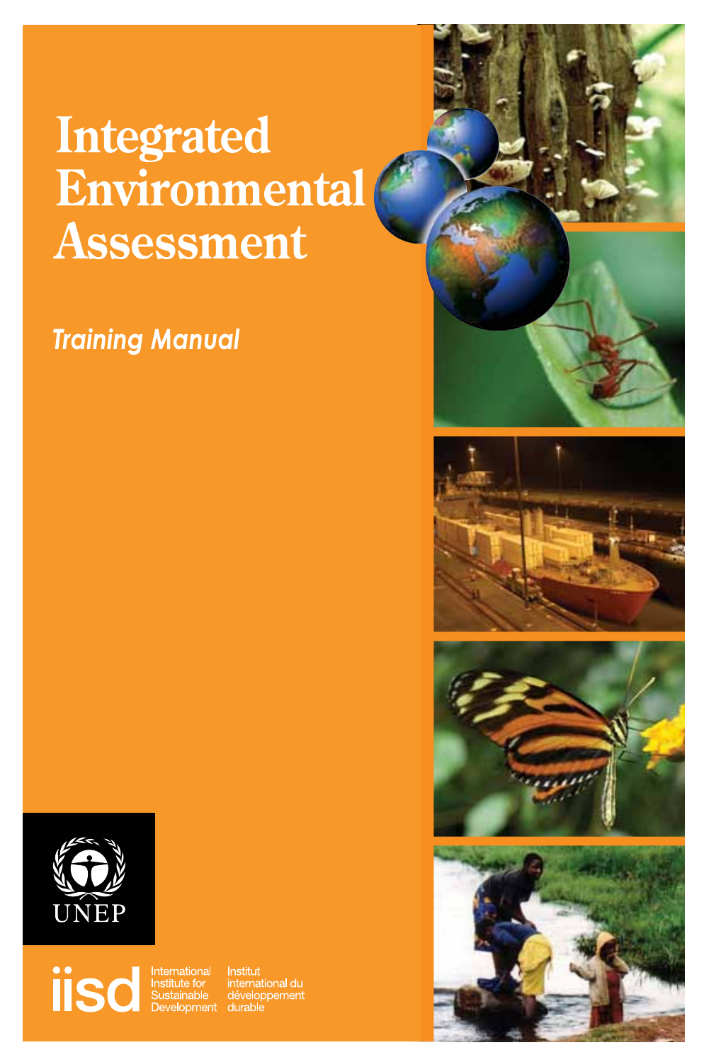# Integrated Environmental Assessment

*Training Manual*

UNEP

iisd International Institute for Sustainable Development Institut international du développement durable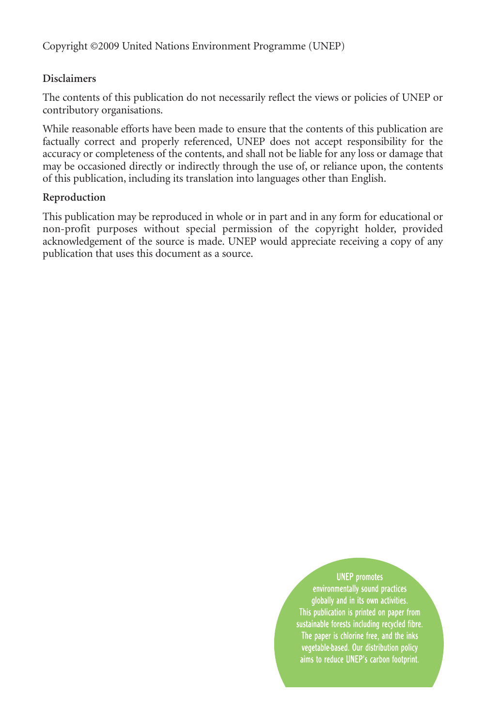Copyright ©2009 United Nations Environment Programme (UNEP)

**Disclaimers**

The contents of this publication do not necessarily reflect the views or policies of UNEP or contributory organisations.

While reasonable efforts have been made to ensure that the contents of this publication are factually correct and properly referenced, UNEP does not accept responsibility for the accuracy or completeness of the contents, and shall not be liable for any loss or damage that may be occasioned directly or indirectly through the use of, or reliance upon, the contents of this publication, including its translation into languages other than English.

**Reproduction**

This publication may be reproduced in whole or in part and in any form for educational or non-profit purposes without special permission of the copyright holder, provided acknowledgement of the source is made. UNEP would appreciate receiving a copy of any publication that uses this document as a source.

UNEP promotes environmentally sound practices globally and in its own activities. This publication is printed on paper from sustainable forests including recycled fibre. The paper is chlorine free, and the inks vegetable-based. Our distribution policy aims to reduce UNEP's carbon footprint.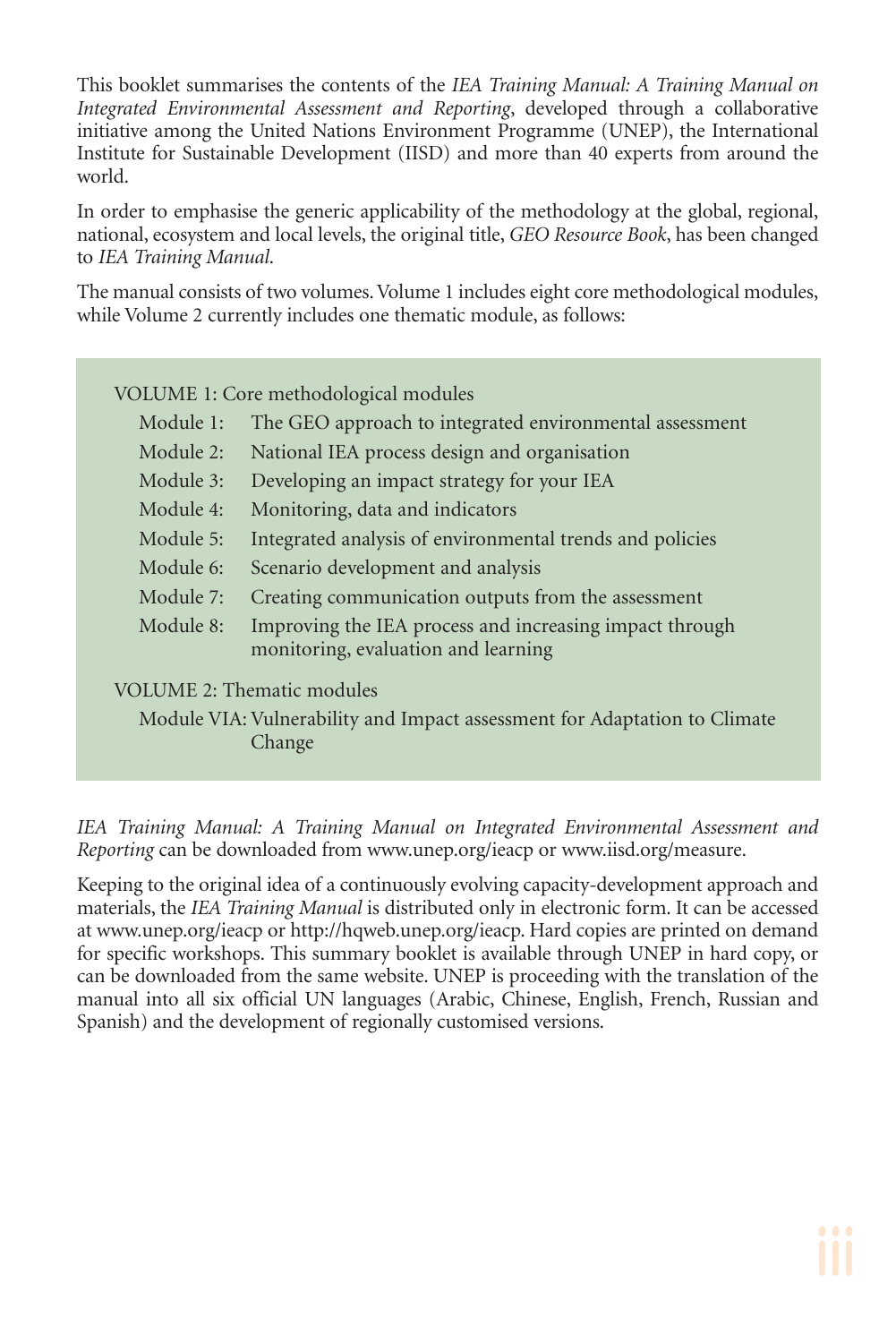This booklet summarises the contents of the *IEA Training Manual: A Training Manual on Integrated Environmental Assessment and Reporting*, developed through a collaborative initiative among the United Nations Environment Programme (UNEP), the International Institute for Sustainable Development (IISD) and more than 40 experts from around the world.

In order to emphasise the generic applicability of the methodology at the global, regional, national, ecosystem and local levels, the original title, *GEO Resource Book*, has been changed to *IEA Training Manual*.

The manual consists of two volumes. Volume 1 includes eight core methodological modules, while Volume 2 currently includes one thematic module, as follows:

VOLUME 1: Core methodological modules

- Module 1: The GEO approach to integrated environmental assessment
- Module 2: National IEA process design and organisation
- Module 3: Developing an impact strategy for your IEA
- Module 4: Monitoring, data and indicators
- Module 5: Integrated analysis of environmental trends and policies
- Module 6: Scenario development and analysis
- Module 7: Creating communication outputs from the assessment
- Module 8: Improving the IEA process and increasing impact through monitoring, evaluation and learning

VOLUME 2: Thematic modules

- Module VIA: Vulnerability and Impact assessment for Adaptation to Climate Change

*IEA Training Manual: A Training Manual on Integrated Environmental Assessment and Reporting* can be downloaded from www.unep.org/ieacp or www.iisd.org/measure.

Keeping to the original idea of a continuously evolving capacity-development approach and materials, the *IEA Training Manual* is distributed only in electronic form. It can be accessed at www.unep.org/ieacp or http://hqweb.unep.org/ieacp. Hard copies are printed on demand for specific workshops. This summary booklet is available through UNEP in hard copy, or can be downloaded from the same website. UNEP is proceeding with the translation of the manual into all six official UN languages (Arabic, Chinese, English, French, Russian and Spanish) and the development of regionally customised versions.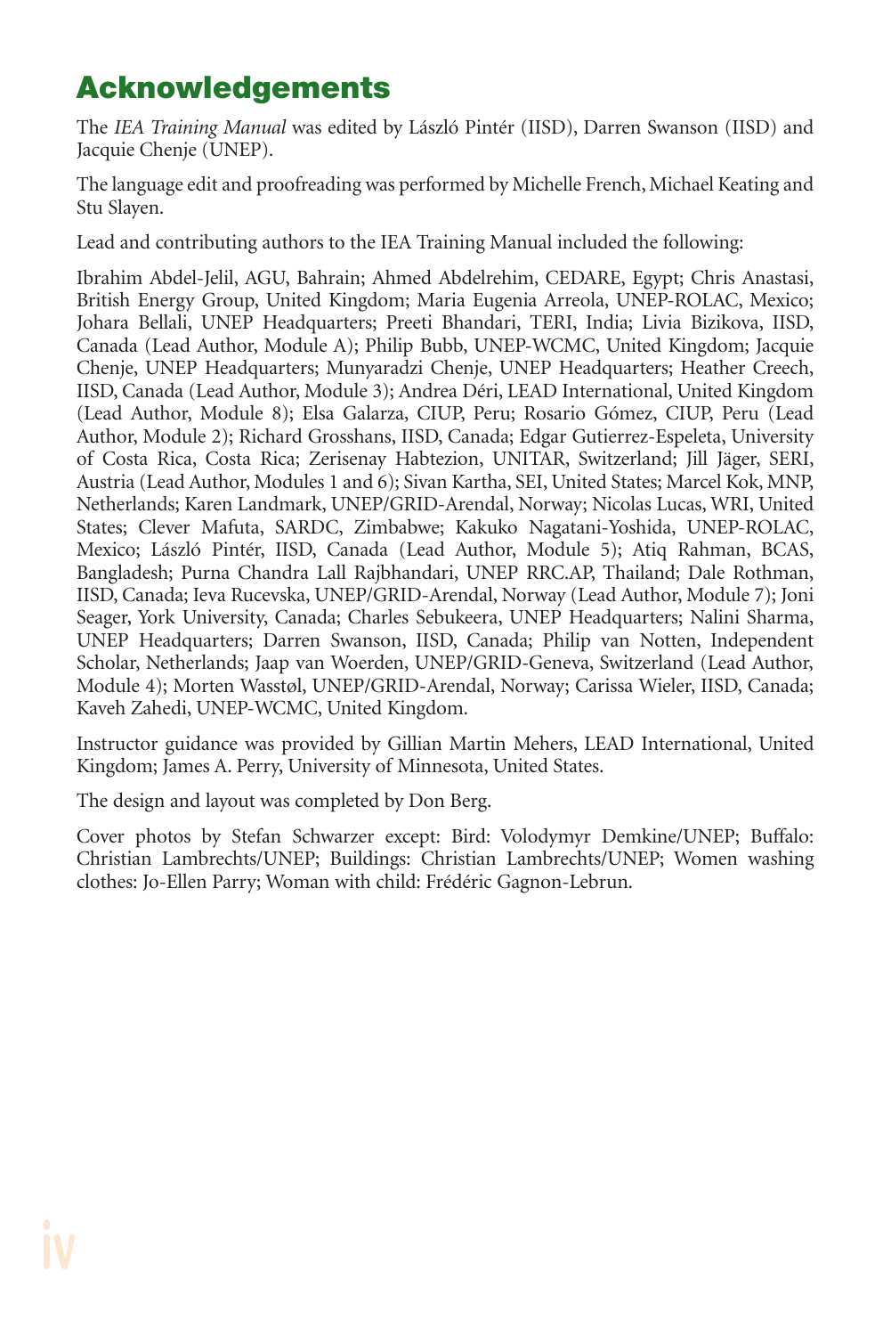# Acknowledgements

The *IEA Training Manual* was edited by László Pintér (IISD), Darren Swanson (IISD) and Jacquie Chenje (UNEP).

The language edit and proofreading was performed by Michelle French, Michael Keating and Stu Slayen.

Lead and contributing authors to the IEA Training Manual included the following:

Ibrahim Abdel-Jelil, AGU, Bahrain; Ahmed Abdelrehim, CEDARE, Egypt; Chris Anastasi, British Energy Group, United Kingdom; Maria Eugenia Arreola, UNEP-ROLAC, Mexico; Johara Bellali, UNEP Headquarters; Preeti Bhandari, TERI, India; Livia Bizikova, IISD, Canada (Lead Author, Module A); Philip Bubb, UNEP-WCMC, United Kingdom; Jacquie Chenje, UNEP Headquarters; Munyaradzi Chenje, UNEP Headquarters; Heather Creech, IISD, Canada (Lead Author, Module 3); Andrea Déri, LEAD International, United Kingdom (Lead Author, Module 8); Elsa Galarza, CIUP, Peru; Rosario Gómez, CIUP, Peru (Lead Author, Module 2); Richard Grosshans, IISD, Canada; Edgar Gutierrez-Espeleta, University of Costa Rica, Costa Rica; Zerisenay Habtezion, UNITAR, Switzerland; Jill Jäger, SERI, Austria (Lead Author, Modules 1 and 6); Sivan Kartha, SEI, United States; Marcel Kok, MNP, Netherlands; Karen Landmark, UNEP/GRID-Arendal, Norway; Nicolas Lucas, WRI, United States; Clever Mafuta, SARDC, Zimbabwe; Kakuko Nagatani-Yoshida, UNEP-ROLAC, Mexico; László Pintér, IISD, Canada (Lead Author, Module 5); Atiq Rahman, BCAS, Bangladesh; Purna Chandra Lall Rajbhandari, UNEP RRC.AP, Thailand; Dale Rothman, IISD, Canada; Ieva Rucevska, UNEP/GRID-Arendal, Norway (Lead Author, Module 7); Joni Seager, York University, Canada; Charles Sebukeera, UNEP Headquarters; Nalini Sharma, UNEP Headquarters; Darren Swanson, IISD, Canada; Philip van Notten, Independent Scholar, Netherlands; Jaap van Woerden, UNEP/GRID-Geneva, Switzerland (Lead Author, Module 4); Morten Wasstøl, UNEP/GRID-Arendal, Norway; Carissa Wieler, IISD, Canada; Kaveh Zahedi, UNEP-WCMC, United Kingdom.

Instructor guidance was provided by Gillian Martin Mehers, LEAD International, United Kingdom; James A. Perry, University of Minnesota, United States.

The design and layout was completed by Don Berg.

Cover photos by Stefan Schwarzer except: Bird: Volodymyr Demkine/UNEP; Buffalo: Christian Lambrechts/UNEP; Buildings: Christian Lambrechts/UNEP; Women washing clothes: Jo-Ellen Parry; Woman with child: Frédéric Gagnon-Lebrun.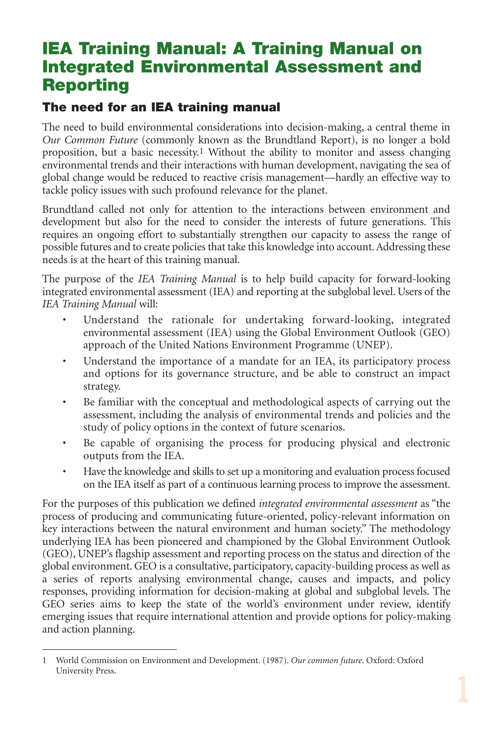# IEA Training Manual: A Training Manual on Integrated Environmental Assessment and Reporting

## The need for an IEA training manual

The need to build environmental considerations into decision-making, a central theme in *Our Common Future* (commonly known as the Brundtland Report), is no longer a bold proposition, but a basic necessity.[1] Without the ability to monitor and assess changing environmental trends and their interactions with human development, navigating the sea of global change would be reduced to reactive crisis management—hardly an effective way to tackle policy issues with such profound relevance for the planet.

Brundtland called not only for attention to the interactions between environment and development but also for the need to consider the interests of future generations. This requires an ongoing effort to substantially strengthen our capacity to assess the range of possible futures and to create policies that take this knowledge into account. Addressing these needs is at the heart of this training manual.

The purpose of the *IEA Training Manual* is to help build capacity for forward-looking integrated environmental assessment (IEA) and reporting at the subglobal level. Users of the *IEA Training Manual* will:

- Understand the rationale for undertaking forward-looking, integrated environmental assessment (IEA) using the Global Environment Outlook (GEO) approach of the United Nations Environment Programme (UNEP).
- Understand the importance of a mandate for an IEA, its participatory process and options for its governance structure, and be able to construct an impact strategy.
- Be familiar with the conceptual and methodological aspects of carrying out the assessment, including the analysis of environmental trends and policies and the study of policy options in the context of future scenarios.
- Be capable of organising the process for producing physical and electronic outputs from the IEA.
- Have the knowledge and skills to set up a monitoring and evaluation process focused on the IEA itself as part of a continuous learning process to improve the assessment.

For the purposes of this publication we defined *integrated environmental assessment* as "the process of producing and communicating future-oriented, policy-relevant information on key interactions between the natural environment and human society." The methodology underlying IEA has been pioneered and championed by the Global Environment Outlook (GEO), UNEP's flagship assessment and reporting process on the status and direction of the global environment. GEO is a consultative, participatory, capacity-building process as well as a series of reports analysing environmental change, causes and impacts, and policy responses, providing information for decision-making at global and subglobal levels. The GEO series aims to keep the state of the world's environment under review, identify emerging issues that require international attention and provide options for policy-making and action planning.

---

1 World Commission on Environment and Development. (1987). *Our common future*. Oxford: Oxford University Press.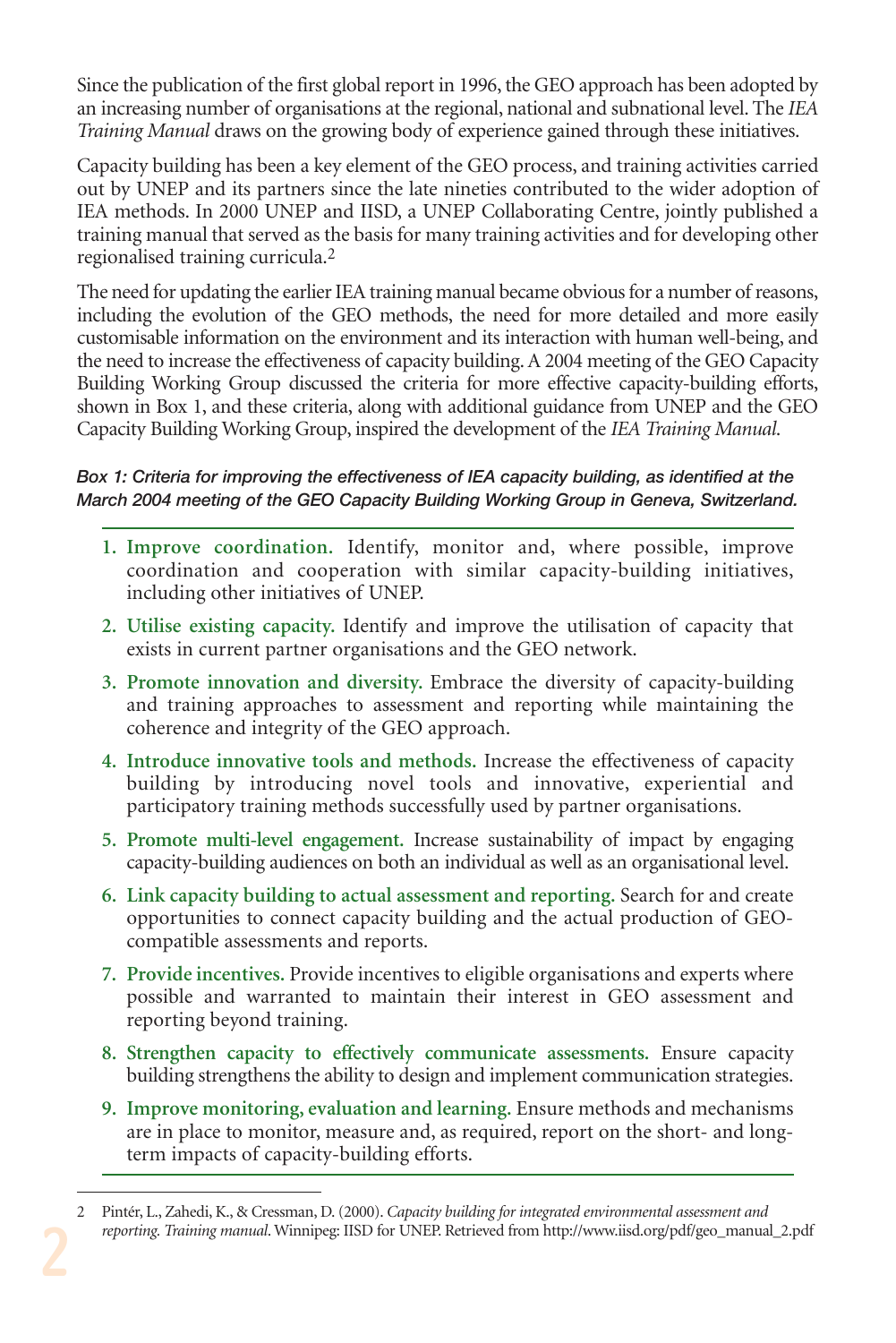Since the publication of the first global report in 1996, the GEO approach has been adopted by an increasing number of organisations at the regional, national and subnational level. The *IEA Training Manual* draws on the growing body of experience gained through these initiatives.

Capacity building has been a key element of the GEO process, and training activities carried out by UNEP and its partners since the late nineties contributed to the wider adoption of IEA methods. In 2000 UNEP and IISD, a UNEP Collaborating Centre, jointly published a training manual that served as the basis for many training activities and for developing other regionalised training curricula.[2]

The need for updating the earlier IEA training manual became obvious for a number of reasons, including the evolution of the GEO methods, the need for more detailed and more easily customisable information on the environment and its interaction with human well-being, and the need to increase the effectiveness of capacity building. A 2004 meeting of the GEO Capacity Building Working Group discussed the criteria for more effective capacity-building efforts, shown in Box 1, and these criteria, along with additional guidance from UNEP and the GEO Capacity Building Working Group, inspired the development of the *IEA Training Manual*.

***Box 1: Criteria for improving the effectiveness of IEA capacity building, as identified at the March 2004 meeting of the GEO Capacity Building Working Group in Geneva, Switzerland.***

1. **Improve coordination.** Identify, monitor and, where possible, improve coordination and cooperation with similar capacity-building initiatives, including other initiatives of UNEP.
2. **Utilise existing capacity.** Identify and improve the utilisation of capacity that exists in current partner organisations and the GEO network.
3. **Promote innovation and diversity.** Embrace the diversity of capacity-building and training approaches to assessment and reporting while maintaining the coherence and integrity of the GEO approach.
4. **Introduce innovative tools and methods.** Increase the effectiveness of capacity building by introducing novel tools and innovative, experiential and participatory training methods successfully used by partner organisations.
5. **Promote multi-level engagement.** Increase sustainability of impact by engaging capacity-building audiences on both an individual as well as an organisational level.
6. **Link capacity building to actual assessment and reporting.** Search for and create opportunities to connect capacity building and the actual production of GEO-compatible assessments and reports.
7. **Provide incentives.** Provide incentives to eligible organisations and experts where possible and warranted to maintain their interest in GEO assessment and reporting beyond training.
8. **Strengthen capacity to effectively communicate assessments.** Ensure capacity building strengthens the ability to design and implement communication strategies.
9. **Improve monitoring, evaluation and learning.** Ensure methods and mechanisms are in place to monitor, measure and, as required, report on the short- and long-term impacts of capacity-building efforts.

---

2 Pintér, L., Zahedi, K., & Cressman, D. (2000). *Capacity building for integrated environmental assessment and reporting. Training manual*. Winnipeg: IISD for UNEP. Retrieved from http://www.iisd.org/pdf/geo_manual_2.pdf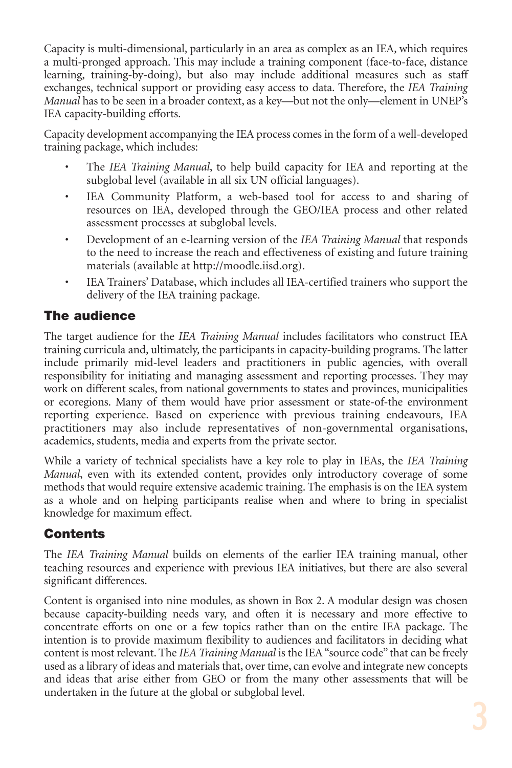Capacity is multi-dimensional, particularly in an area as complex as an IEA, which requires a multi-pronged approach. This may include a training component (face-to-face, distance learning, training-by-doing), but also may include additional measures such as staff exchanges, technical support or providing easy access to data. Therefore, the *IEA Training Manual* has to be seen in a broader context, as a key—but not the only—element in UNEP's IEA capacity-building efforts.

Capacity development accompanying the IEA process comes in the form of a well-developed training package, which includes:

- The *IEA Training Manual*, to help build capacity for IEA and reporting at the subglobal level (available in all six UN official languages).
- IEA Community Platform, a web-based tool for access to and sharing of resources on IEA, developed through the GEO/IEA process and other related assessment processes at subglobal levels.
- Development of an e-learning version of the *IEA Training Manual* that responds to the need to increase the reach and effectiveness of existing and future training materials (available at http://moodle.iisd.org).
- IEA Trainers' Database, which includes all IEA-certified trainers who support the delivery of the IEA training package.

## The audience

The target audience for the *IEA Training Manual* includes facilitators who construct IEA training curricula and, ultimately, the participants in capacity-building programs. The latter include primarily mid-level leaders and practitioners in public agencies, with overall responsibility for initiating and managing assessment and reporting processes. They may work on different scales, from national governments to states and provinces, municipalities or ecoregions. Many of them would have prior assessment or state-of-the environment reporting experience. Based on experience with previous training endeavours, IEA practitioners may also include representatives of non-governmental organisations, academics, students, media and experts from the private sector.

While a variety of technical specialists have a key role to play in IEAs, the *IEA Training Manual*, even with its extended content, provides only introductory coverage of some methods that would require extensive academic training. The emphasis is on the IEA system as a whole and on helping participants realise when and where to bring in specialist knowledge for maximum effect.

## Contents

The *IEA Training Manual* builds on elements of the earlier IEA training manual, other teaching resources and experience with previous IEA initiatives, but there are also several significant differences.

Content is organised into nine modules, as shown in Box 2. A modular design was chosen because capacity-building needs vary, and often it is necessary and more effective to concentrate efforts on one or a few topics rather than on the entire IEA package. The intention is to provide maximum flexibility to audiences and facilitators in deciding what content is most relevant. The *IEA Training Manual* is the IEA "source code" that can be freely used as a library of ideas and materials that, over time, can evolve and integrate new concepts and ideas that arise either from GEO or from the many other assessments that will be undertaken in the future at the global or subglobal level.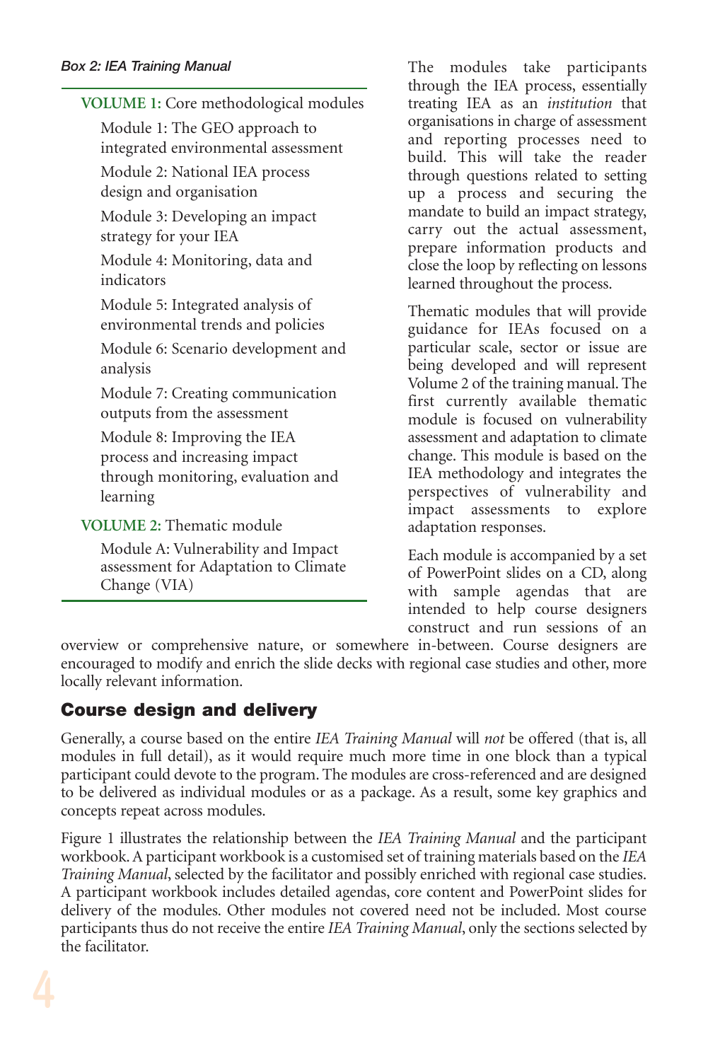*Box 2: IEA Training Manual*

**VOLUME 1:** Core methodological modules

- Module 1: The GEO approach to integrated environmental assessment
- Module 2: National IEA process design and organisation
- Module 3: Developing an impact strategy for your IEA
- Module 4: Monitoring, data and indicators
- Module 5: Integrated analysis of environmental trends and policies
- Module 6: Scenario development and analysis
- Module 7: Creating communication outputs from the assessment
- Module 8: Improving the IEA process and increasing impact through monitoring, evaluation and learning

**VOLUME 2:** Thematic module

- Module A: Vulnerability and Impact assessment for Adaptation to Climate Change (VIA)

The modules take participants through the IEA process, essentially treating IEA as an *institution* that organisations in charge of assessment and reporting processes need to build. This will take the reader through questions related to setting up a process and securing the mandate to build an impact strategy, carry out the actual assessment, prepare information products and close the loop by reflecting on lessons learned throughout the process.

Thematic modules that will provide guidance for IEAs focused on a particular scale, sector or issue are being developed and will represent Volume 2 of the training manual. The first currently available thematic module is focused on vulnerability assessment and adaptation to climate change. This module is based on the IEA methodology and integrates the perspectives of vulnerability and impact assessments to explore adaptation responses.

Each module is accompanied by a set of PowerPoint slides on a CD, along with sample agendas that are intended to help course designers construct and run sessions of an overview or comprehensive nature, or somewhere in-between. Course designers are encouraged to modify and enrich the slide decks with regional case studies and other, more locally relevant information.

## Course design and delivery

Generally, a course based on the entire *IEA Training Manual* will *not* be offered (that is, all modules in full detail), as it would require much more time in one block than a typical participant could devote to the program. The modules are cross-referenced and are designed to be delivered as individual modules or as a package. As a result, some key graphics and concepts repeat across modules.

Figure 1 illustrates the relationship between the *IEA Training Manual* and the participant workbook. A participant workbook is a customised set of training materials based on the *IEA Training Manual*, selected by the facilitator and possibly enriched with regional case studies. A participant workbook includes detailed agendas, core content and PowerPoint slides for delivery of the modules. Other modules not covered need not be included. Most course participants thus do not receive the entire *IEA Training Manual*, only the sections selected by the facilitator.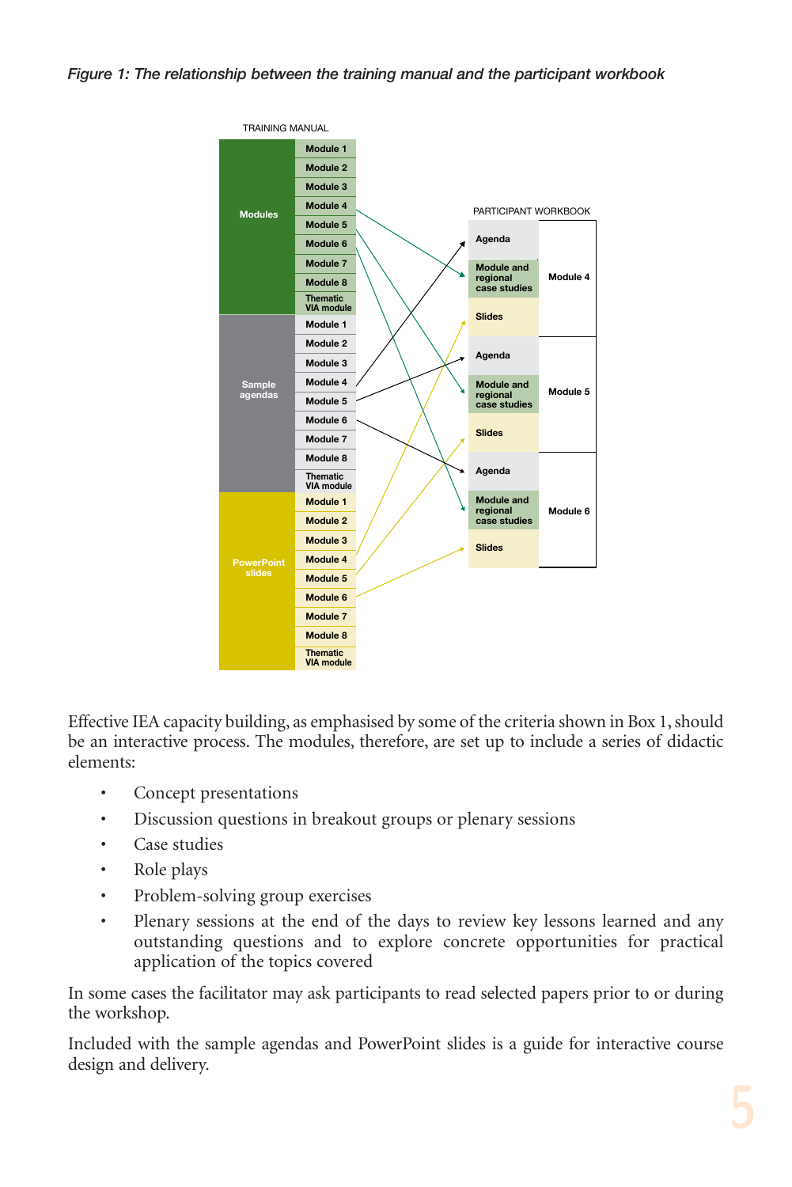*Figure 1: The relationship between the training manual and the participant workbook*

Effective IEA capacity building, as emphasised by some of the criteria shown in Box 1, should be an interactive process. The modules, therefore, are set up to include a series of didactic elements:

- Concept presentations
- Discussion questions in breakout groups or plenary sessions
- Case studies
- Role plays
- Problem-solving group exercises
- Plenary sessions at the end of the days to review key lessons learned and any outstanding questions and to explore concrete opportunities for practical application of the topics covered

In some cases the facilitator may ask participants to read selected papers prior to or during the workshop.

Included with the sample agendas and PowerPoint slides is a guide for interactive course design and delivery.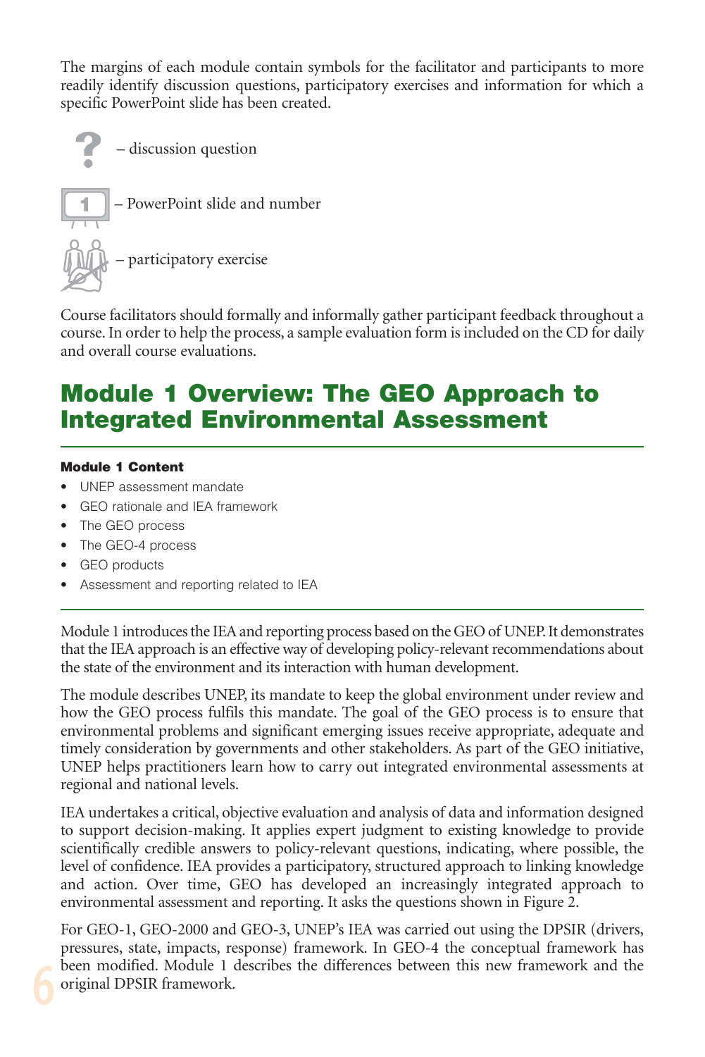The margins of each module contain symbols for the facilitator and participants to more readily identify discussion questions, participatory exercises and information for which a specific PowerPoint slide has been created.

? – discussion question

1 – PowerPoint slide and number

– participatory exercise

Course facilitators should formally and informally gather participant feedback throughout a course. In order to help the process, a sample evaluation form is included on the CD for daily and overall course evaluations.

# Module 1 Overview: The GEO Approach to Integrated Environmental Assessment

**Module 1 Content**

- UNEP assessment mandate
- GEO rationale and IEA framework
- The GEO process
- The GEO-4 process
- GEO products
- Assessment and reporting related to IEA

Module 1 introduces the IEA and reporting process based on the GEO of UNEP. It demonstrates that the IEA approach is an effective way of developing policy-relevant recommendations about the state of the environment and its interaction with human development.

The module describes UNEP, its mandate to keep the global environment under review and how the GEO process fulfils this mandate. The goal of the GEO process is to ensure that environmental problems and significant emerging issues receive appropriate, adequate and timely consideration by governments and other stakeholders. As part of the GEO initiative, UNEP helps practitioners learn how to carry out integrated environmental assessments at regional and national levels.

IEA undertakes a critical, objective evaluation and analysis of data and information designed to support decision-making. It applies expert judgment to existing knowledge to provide scientifically credible answers to policy-relevant questions, indicating, where possible, the level of confidence. IEA provides a participatory, structured approach to linking knowledge and action. Over time, GEO has developed an increasingly integrated approach to environmental assessment and reporting. It asks the questions shown in Figure 2.

For GEO-1, GEO-2000 and GEO-3, UNEP's IEA was carried out using the DPSIR (drivers, pressures, state, impacts, response) framework. In GEO-4 the conceptual framework has been modified. Module 1 describes the differences between this new framework and the original DPSIR framework.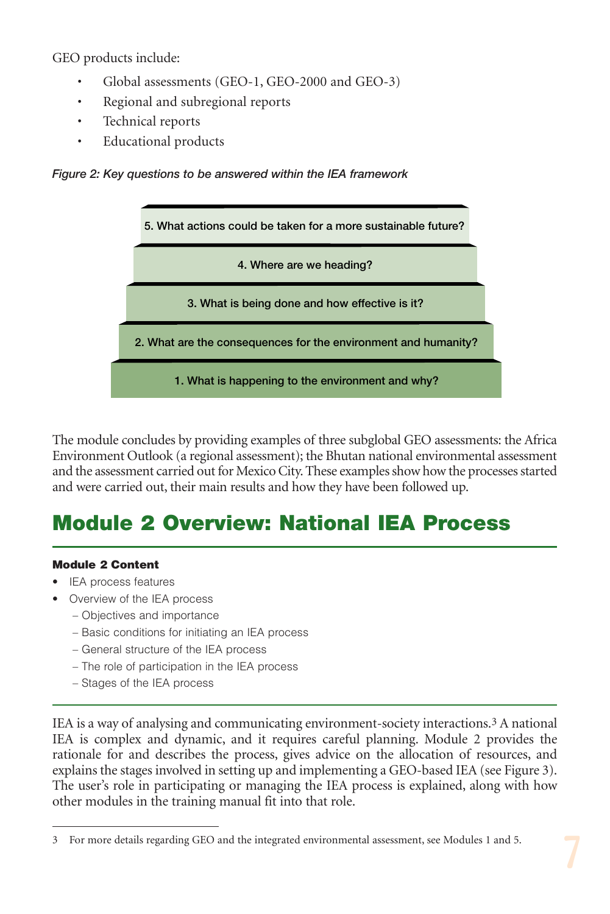GEO products include:

- Global assessments (GEO-1, GEO-2000 and GEO-3)
- Regional and subregional reports
- Technical reports
- Educational products

*Figure 2: Key questions to be answered within the IEA framework*

5. What actions could be taken for a more sustainable future?

4. Where are we heading?

3. What is being done and how effective is it?

2. What are the consequences for the environment and humanity?

1. What is happening to the environment and why?

The module concludes by providing examples of three subglobal GEO assessments: the Africa Environment Outlook (a regional assessment); the Bhutan national environmental assessment and the assessment carried out for Mexico City. These examples show how the processes started and were carried out, their main results and how they have been followed up.

# Module 2 Overview: National IEA Process

**Module 2 Content**

- IEA process features
- Overview of the IEA process
  - Objectives and importance
  - Basic conditions for initiating an IEA process
  - General structure of the IEA process
  - The role of participation in the IEA process
  - Stages of the IEA process

IEA is a way of analysing and communicating environment-society interactions.[3] A national IEA is complex and dynamic, and it requires careful planning. Module 2 provides the rationale for and describes the process, gives advice on the allocation of resources, and explains the stages involved in setting up and implementing a GEO-based IEA (see Figure 3). The user's role in participating or managing the IEA process is explained, along with how other modules in the training manual fit into that role.

3 For more details regarding GEO and the integrated environmental assessment, see Modules 1 and 5.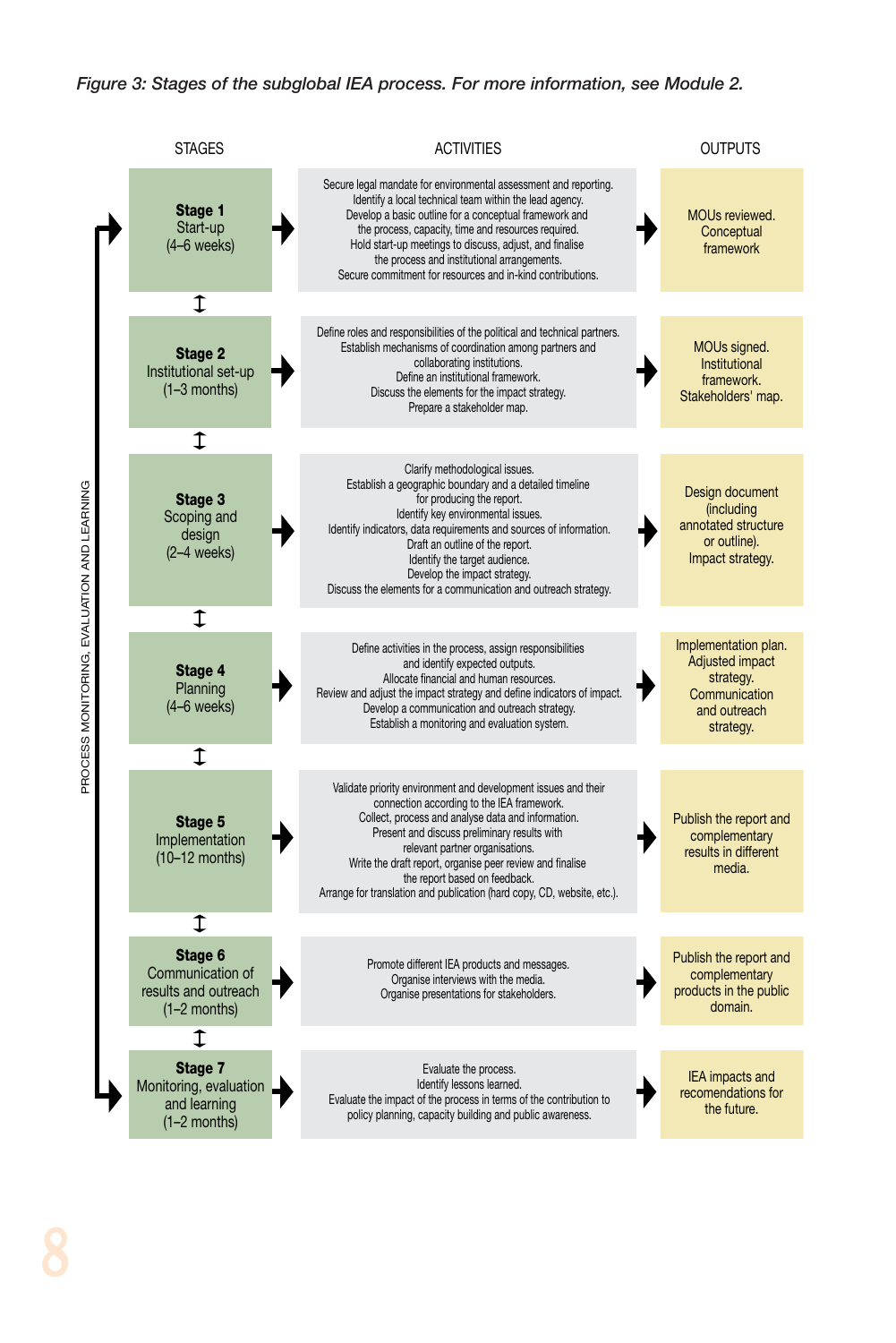*Figure 3: Stages of the subglobal IEA process. For more information, see Module 2.*

| STAGES | ACTIVITIES | OUTPUTS |
| --- | --- | --- |
| **Stage 1** Start-up (4–6 weeks) | Secure legal mandate for environmental assessment and reporting. Identify a local technical team within the lead agency. Develop a basic outline for a conceptual framework and the process, capacity, time and resources required. Hold start-up meetings to discuss, adjust, and finalise the process and institutional arrangements. Secure commitment for resources and in-kind contributions. | MOUs reviewed. Conceptual framework |
| **Stage 2** Institutional set-up (1–3 months) | Define roles and responsibilities of the political and technical partners. Establish mechanisms of coordination among partners and collaborating institutions. Define an institutional framework. Discuss the elements for the impact strategy. Prepare a stakeholder map. | MOUs signed. Institutional framework. Stakeholders' map. |
| **Stage 3** Scoping and design (2–4 weeks) | Clarify methodological issues. Establish a geographic boundary and a detailed timeline for producing the report. Identify key environmental issues. Identify indicators, data requirements and sources of information. Draft an outline of the report. Identify the target audience. Develop the impact strategy. Discuss the elements for a communication and outreach strategy. | Design document (including annotated structure or outline). Impact strategy. |
| **Stage 4** Planning (4–6 weeks) | Define activities in the process, assign responsibilities and identify expected outputs. Allocate financial and human resources. Review and adjust the impact strategy and define indicators of impact. Develop a communication and outreach strategy. Establish a monitoring and evaluation system. | Implementation plan. Adjusted impact strategy. Communication and outreach strategy. |
| **Stage 5** Implementation (10–12 months) | Validate priority environment and development issues and their connection according to the IEA framework. Collect, process and analyse data and information. Present and discuss preliminary results with relevant partner organisations. Write the draft report, organise peer review and finalise the report based on feedback. Arrange for translation and publication (hard copy, CD, website, etc.). | Publish the report and complementary results in different media. |
| **Stage 6** Communication of results and outreach (1–2 months) | Promote different IEA products and messages. Organise interviews with the media. Organise presentations for stakeholders. | Publish the report and complementary products in the public domain. |
| **Stage 7** Monitoring, evaluation and learning (1–2 months) | Evaluate the process. Identify lessons learned. Evaluate the impact of the process in terms of the contribution to policy planning, capacity building and public awareness. | IEA impacts and recomendations for the future. |

PROCESS MONITORING, EVALUATION AND LEARNING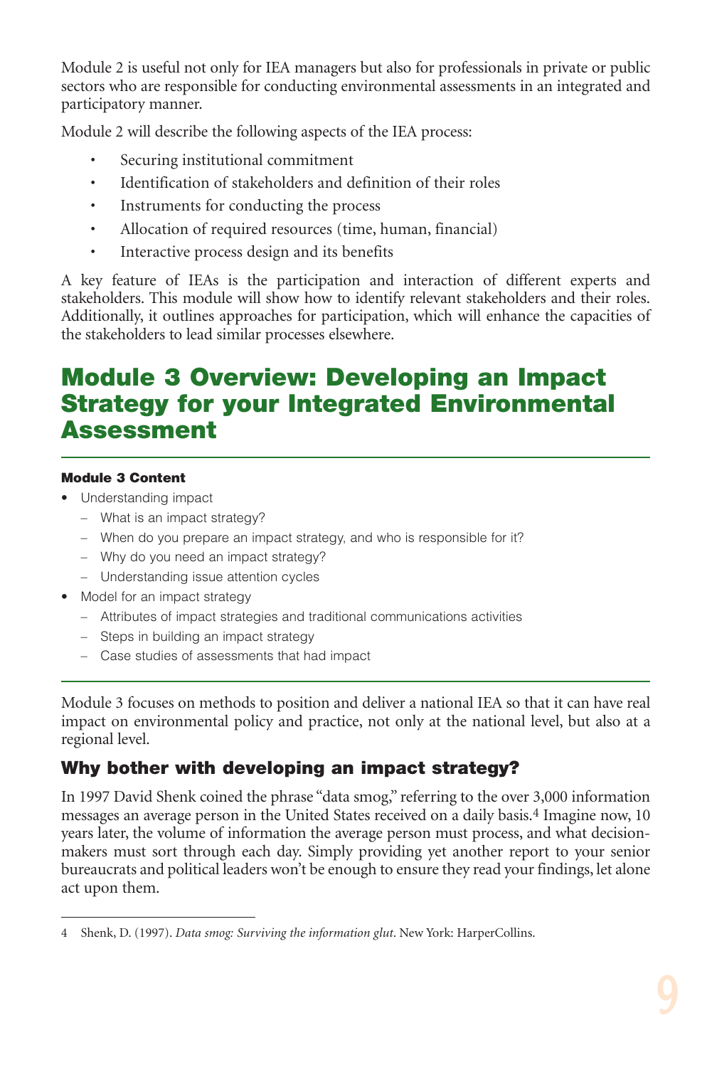Module 2 is useful not only for IEA managers but also for professionals in private or public sectors who are responsible for conducting environmental assessments in an integrated and participatory manner.

Module 2 will describe the following aspects of the IEA process:

- Securing institutional commitment
- Identification of stakeholders and definition of their roles
- Instruments for conducting the process
- Allocation of required resources (time, human, financial)
- Interactive process design and its benefits

A key feature of IEAs is the participation and interaction of different experts and stakeholders. This module will show how to identify relevant stakeholders and their roles. Additionally, it outlines approaches for participation, which will enhance the capacities of the stakeholders to lead similar processes elsewhere.

# Module 3 Overview: Developing an Impact Strategy for your Integrated Environmental Assessment

**Module 3 Content**

- Understanding impact
  - What is an impact strategy?
  - When do you prepare an impact strategy, and who is responsible for it?
  - Why do you need an impact strategy?
  - Understanding issue attention cycles
- Model for an impact strategy
  - Attributes of impact strategies and traditional communications activities
  - Steps in building an impact strategy
  - Case studies of assessments that had impact

Module 3 focuses on methods to position and deliver a national IEA so that it can have real impact on environmental policy and practice, not only at the national level, but also at a regional level.

## Why bother with developing an impact strategy?

In 1997 David Shenk coined the phrase "data smog," referring to the over 3,000 information messages an average person in the United States received on a daily basis.[4] Imagine now, 10 years later, the volume of information the average person must process, and what decision-makers must sort through each day. Simply providing yet another report to your senior bureaucrats and political leaders won't be enough to ensure they read your findings, let alone act upon them.

---

4 Shenk, D. (1997). *Data smog: Surviving the information glut*. New York: HarperCollins.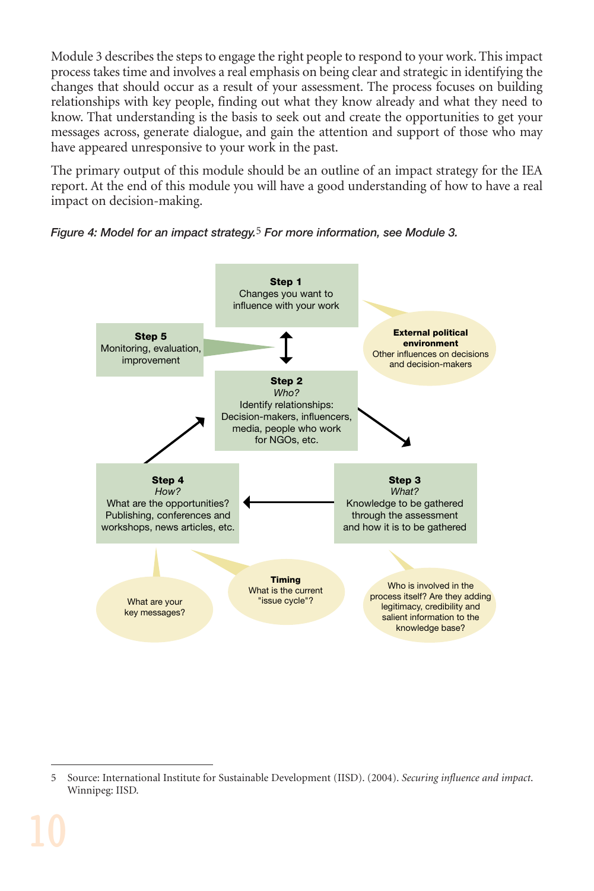Module 3 describes the steps to engage the right people to respond to your work. This impact process takes time and involves a real emphasis on being clear and strategic in identifying the changes that should occur as a result of your assessment. The process focuses on building relationships with key people, finding out what they know already and what they need to know. That understanding is the basis to seek out and create the opportunities to get your messages across, generate dialogue, and gain the attention and support of those who may have appeared unresponsive to your work in the past.

The primary output of this module should be an outline of an impact strategy for the IEA report. At the end of this module you will have a good understanding of how to have a real impact on decision-making.

*Figure 4: Model for an impact strategy.*[5] *For more information, see Module 3.*

**Step 1**
Changes you want to influence with your work

**External political environment**
Other influences on decisions and decision-makers

**Step 5**
Monitoring, evaluation, improvement

**Step 2**
*Who?*
Identify relationships: Decision-makers, influencers, media, people who work for NGOs, etc.

**Step 3**
*What?*
Knowledge to be gathered through the assessment and how it is to be gathered

**Step 4**
*How?*
What are the opportunities? Publishing, conferences and workshops, news articles, etc.

What are your key messages?

**Timing**
What is the current "issue cycle"?

Who is involved in the process itself? Are they adding legitimacy, credibility and salient information to the knowledge base?

---

5 Source: International Institute for Sustainable Development (IISD). (2004). *Securing influence and impact.* Winnipeg: IISD.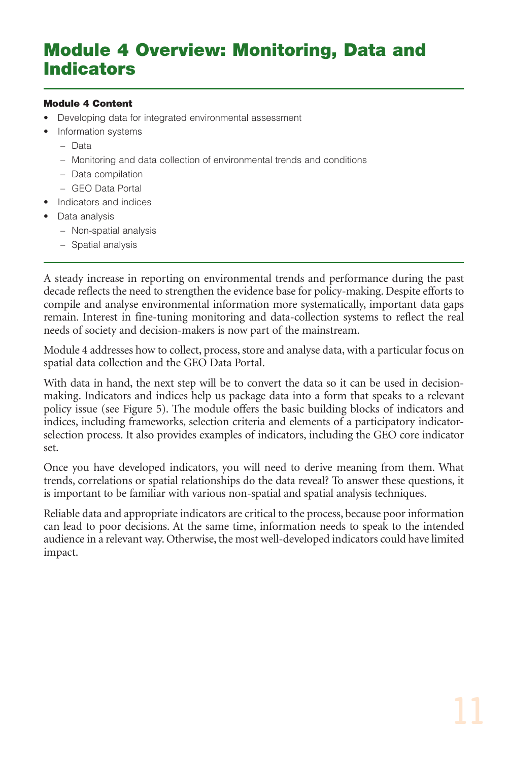# Module 4 Overview: Monitoring, Data and Indicators

**Module 4 Content**

- Developing data for integrated environmental assessment
- Information systems
  - Data
  - Monitoring and data collection of environmental trends and conditions
  - Data compilation
  - GEO Data Portal
- Indicators and indices
- Data analysis
  - Non-spatial analysis
  - Spatial analysis

A steady increase in reporting on environmental trends and performance during the past decade reflects the need to strengthen the evidence base for policy-making. Despite efforts to compile and analyse environmental information more systematically, important data gaps remain. Interest in fine-tuning monitoring and data-collection systems to reflect the real needs of society and decision-makers is now part of the mainstream.

Module 4 addresses how to collect, process, store and analyse data, with a particular focus on spatial data collection and the GEO Data Portal.

With data in hand, the next step will be to convert the data so it can be used in decision-making. Indicators and indices help us package data into a form that speaks to a relevant policy issue (see Figure 5). The module offers the basic building blocks of indicators and indices, including frameworks, selection criteria and elements of a participatory indicator-selection process. It also provides examples of indicators, including the GEO core indicator set.

Once you have developed indicators, you will need to derive meaning from them. What trends, correlations or spatial relationships do the data reveal? To answer these questions, it is important to be familiar with various non-spatial and spatial analysis techniques.

Reliable data and appropriate indicators are critical to the process, because poor information can lead to poor decisions. At the same time, information needs to speak to the intended audience in a relevant way. Otherwise, the most well-developed indicators could have limited impact.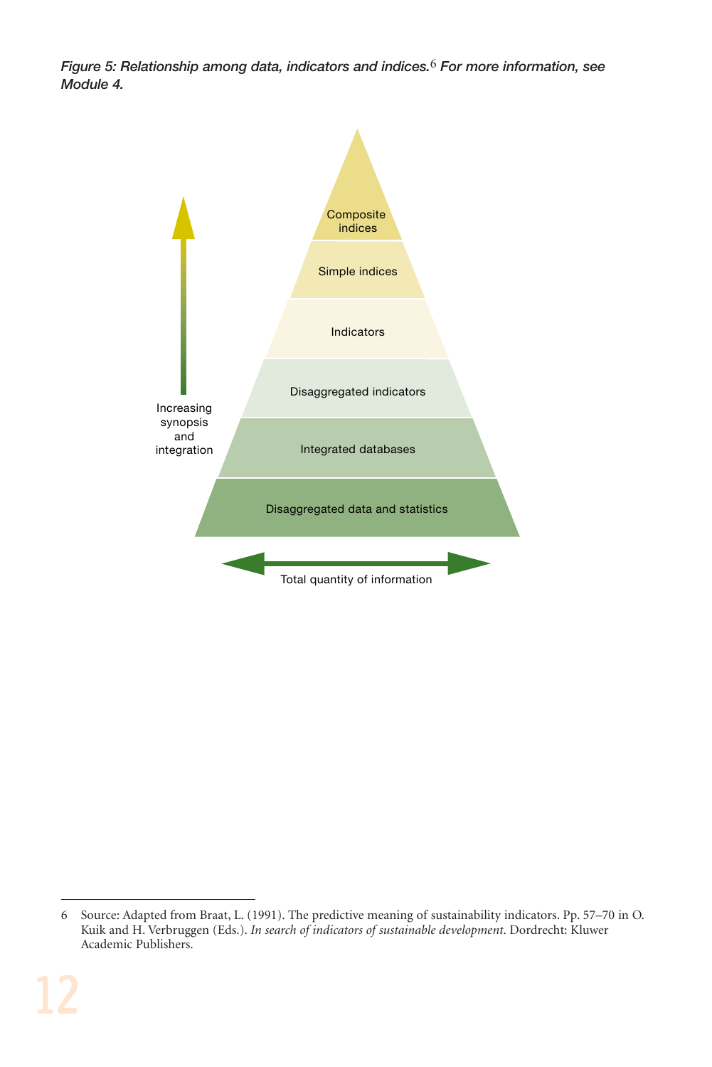*Figure 5: Relationship among data, indicators and indices.*[6] *For more information, see Module 4.*

Composite indices

Simple indices

Indicators

Disaggregated indicators

Integrated databases

Disaggregated data and statistics

Increasing synopsis and integration

Total quantity of information

---

6 Source: Adapted from Braat, L. (1991). The predictive meaning of sustainability indicators. Pp. 57–70 in O. Kuik and H. Verbruggen (Eds.). *In search of indicators of sustainable development*. Dordrecht: Kluwer Academic Publishers.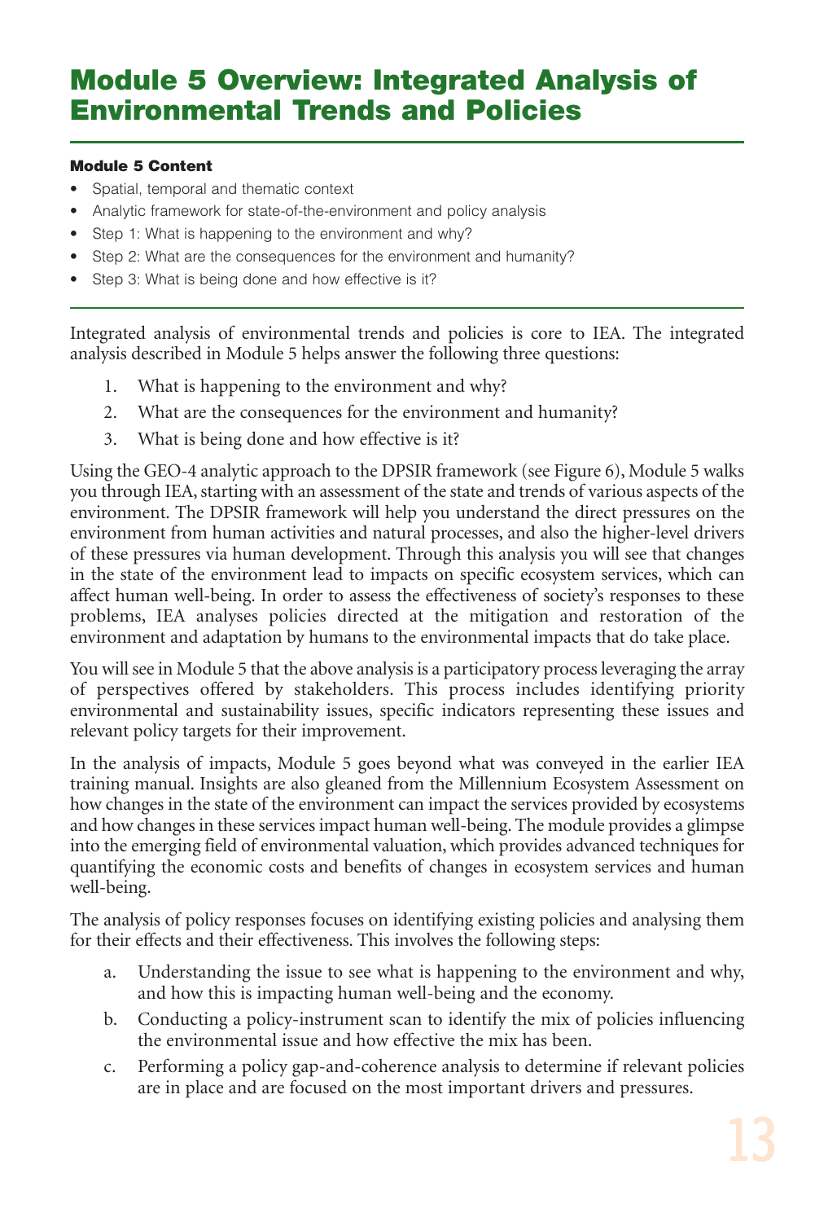# Module 5 Overview: Integrated Analysis of Environmental Trends and Policies

**Module 5 Content**

- Spatial, temporal and thematic context
- Analytic framework for state-of-the-environment and policy analysis
- Step 1: What is happening to the environment and why?
- Step 2: What are the consequences for the environment and humanity?
- Step 3: What is being done and how effective is it?

Integrated analysis of environmental trends and policies is core to IEA. The integrated analysis described in Module 5 helps answer the following three questions:

1. What is happening to the environment and why?
2. What are the consequences for the environment and humanity?
3. What is being done and how effective is it?

Using the GEO-4 analytic approach to the DPSIR framework (see Figure 6), Module 5 walks you through IEA, starting with an assessment of the state and trends of various aspects of the environment. The DPSIR framework will help you understand the direct pressures on the environment from human activities and natural processes, and also the higher-level drivers of these pressures via human development. Through this analysis you will see that changes in the state of the environment lead to impacts on specific ecosystem services, which can affect human well-being. In order to assess the effectiveness of society's responses to these problems, IEA analyses policies directed at the mitigation and restoration of the environment and adaptation by humans to the environmental impacts that do take place.

You will see in Module 5 that the above analysis is a participatory process leveraging the array of perspectives offered by stakeholders. This process includes identifying priority environmental and sustainability issues, specific indicators representing these issues and relevant policy targets for their improvement.

In the analysis of impacts, Module 5 goes beyond what was conveyed in the earlier IEA training manual. Insights are also gleaned from the Millennium Ecosystem Assessment on how changes in the state of the environment can impact the services provided by ecosystems and how changes in these services impact human well-being. The module provides a glimpse into the emerging field of environmental valuation, which provides advanced techniques for quantifying the economic costs and benefits of changes in ecosystem services and human well-being.

The analysis of policy responses focuses on identifying existing policies and analysing them for their effects and their effectiveness. This involves the following steps:

a. Understanding the issue to see what is happening to the environment and why, and how this is impacting human well-being and the economy.
b. Conducting a policy-instrument scan to identify the mix of policies influencing the environmental issue and how effective the mix has been.
c. Performing a policy gap-and-coherence analysis to determine if relevant policies are in place and are focused on the most important drivers and pressures.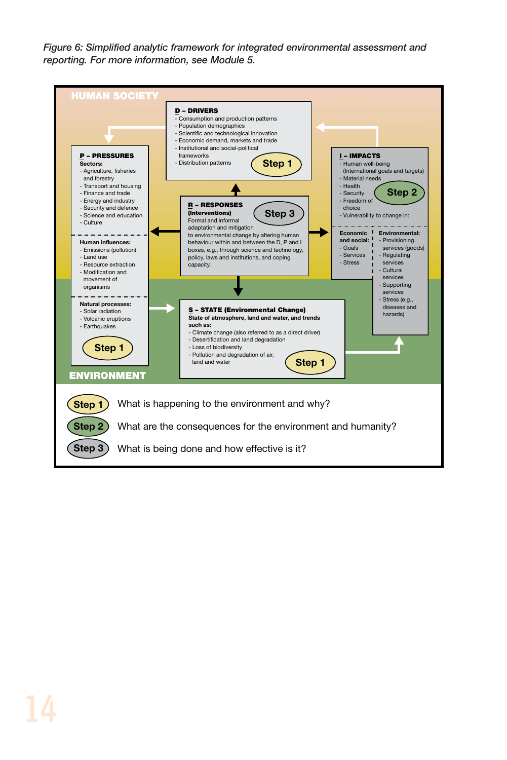*Figure 6: Simplified analytic framework for integrated environmental assessment and reporting. For more information, see Module 5.*

**HUMAN SOCIETY**

**D – DRIVERS**
- Consumption and production patterns
- Population demographics
- Scientific and technological innovation
- Economic demand, markets and trade
- Institutional and social-political frameworks
- Distribution patterns

Step 1

**P – PRESSURES**

**Sectors:**
- Agriculture, fisheries and forestry
- Transport and housing
- Finance and trade
- Energy and industry
- Security and defence
- Science and education
- Culture

**Human influences:**
- Emissions (pollution)
- Land use
- Resource extraction
- Modification and movement of organisms

**Natural processes:**
- Solar radiation
- Volcanic eruptions
- Earthquakes

Step 1

**R – RESPONSES (Interventions)**

Step 3

Formal and informal adaptation and mitigation to environmental change by altering human behaviour within and between the D, P and I boxes, e.g., through science and technology, policy, laws and institutions, and coping capacity.

**I – IMPACTS**
- Human well-being (International goals and targets)
- Material needs
- Health
- Security
- Freedom of choice
- Vulnerability to change in:

Step 2

**Economic and social:**
- Goals
- Services
- Stress

**Environmental:**
- Provisioning services (goods)
- Regulating services
- Cultural services
- Supporting services
- Stress (e.g., diseases and hazards)

**S – STATE (Environmental Change)**

**State of atmosphere, land and water, and trends such as:**
- Climate change (also referred to as a direct driver)
- Desertification and land degradation
- Loss of biodiversity
- Pollution and degradation of air, land and water

Step 1

**ENVIRONMENT**

Step 1 — What is happening to the environment and why?

Step 2 — What are the consequences for the environment and humanity?

Step 3 — What is being done and how effective is it?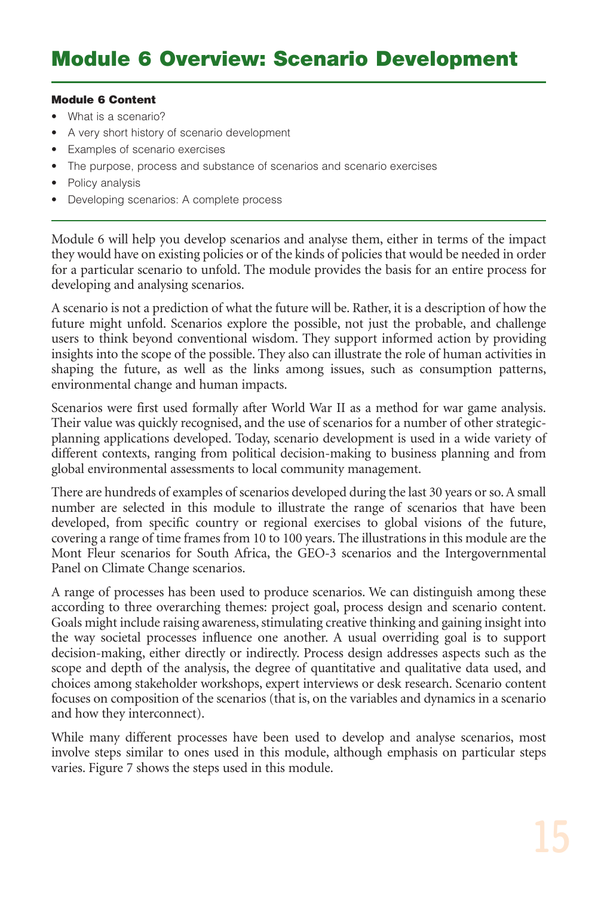# Module 6 Overview: Scenario Development

**Module 6 Content**

- What is a scenario?
- A very short history of scenario development
- Examples of scenario exercises
- The purpose, process and substance of scenarios and scenario exercises
- Policy analysis
- Developing scenarios: A complete process

Module 6 will help you develop scenarios and analyse them, either in terms of the impact they would have on existing policies or of the kinds of policies that would be needed in order for a particular scenario to unfold. The module provides the basis for an entire process for developing and analysing scenarios.

A scenario is not a prediction of what the future will be. Rather, it is a description of how the future might unfold. Scenarios explore the possible, not just the probable, and challenge users to think beyond conventional wisdom. They support informed action by providing insights into the scope of the possible. They also can illustrate the role of human activities in shaping the future, as well as the links among issues, such as consumption patterns, environmental change and human impacts.

Scenarios were first used formally after World War II as a method for war game analysis. Their value was quickly recognised, and the use of scenarios for a number of other strategic-planning applications developed. Today, scenario development is used in a wide variety of different contexts, ranging from political decision-making to business planning and from global environmental assessments to local community management.

There are hundreds of examples of scenarios developed during the last 30 years or so. A small number are selected in this module to illustrate the range of scenarios that have been developed, from specific country or regional exercises to global visions of the future, covering a range of time frames from 10 to 100 years. The illustrations in this module are the Mont Fleur scenarios for South Africa, the GEO-3 scenarios and the Intergovernmental Panel on Climate Change scenarios.

A range of processes has been used to produce scenarios. We can distinguish among these according to three overarching themes: project goal, process design and scenario content. Goals might include raising awareness, stimulating creative thinking and gaining insight into the way societal processes influence one another. A usual overriding goal is to support decision-making, either directly or indirectly. Process design addresses aspects such as the scope and depth of the analysis, the degree of quantitative and qualitative data used, and choices among stakeholder workshops, expert interviews or desk research. Scenario content focuses on composition of the scenarios (that is, on the variables and dynamics in a scenario and how they interconnect).

While many different processes have been used to develop and analyse scenarios, most involve steps similar to ones used in this module, although emphasis on particular steps varies. Figure 7 shows the steps used in this module.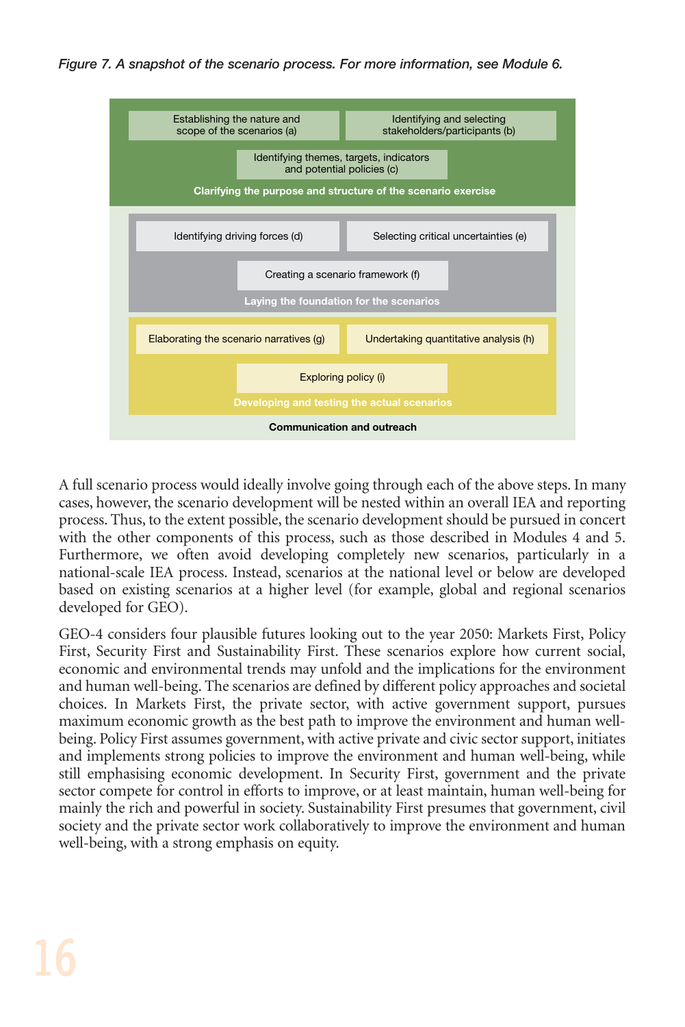*Figure 7. A snapshot of the scenario process. For more information, see Module 6.*

**Clarifying the purpose and structure of the scenario exercise**

- Establishing the nature and scope of the scenarios (a)
- Identifying and selecting stakeholders/participants (b)
- Identifying themes, targets, indicators and potential policies (c)

**Laying the foundation for the scenarios**

- Identifying driving forces (d)
- Selecting critical uncertainties (e)
- Creating a scenario framework (f)

**Developing and testing the actual scenarios**

- Elaborating the scenario narratives (g)
- Undertaking quantitative analysis (h)
- Exploring policy (i)

**Communication and outreach**

A full scenario process would ideally involve going through each of the above steps. In many cases, however, the scenario development will be nested within an overall IEA and reporting process. Thus, to the extent possible, the scenario development should be pursued in concert with the other components of this process, such as those described in Modules 4 and 5. Furthermore, we often avoid developing completely new scenarios, particularly in a national-scale IEA process. Instead, scenarios at the national level or below are developed based on existing scenarios at a higher level (for example, global and regional scenarios developed for GEO).

GEO-4 considers four plausible futures looking out to the year 2050: Markets First, Policy First, Security First and Sustainability First. These scenarios explore how current social, economic and environmental trends may unfold and the implications for the environment and human well-being. The scenarios are defined by different policy approaches and societal choices. In Markets First, the private sector, with active government support, pursues maximum economic growth as the best path to improve the environment and human well-being. Policy First assumes government, with active private and civic sector support, initiates and implements strong policies to improve the environment and human well-being, while still emphasising economic development. In Security First, government and the private sector compete for control in efforts to improve, or at least maintain, human well-being for mainly the rich and powerful in society. Sustainability First presumes that government, civil society and the private sector work collaboratively to improve the environment and human well-being, with a strong emphasis on equity.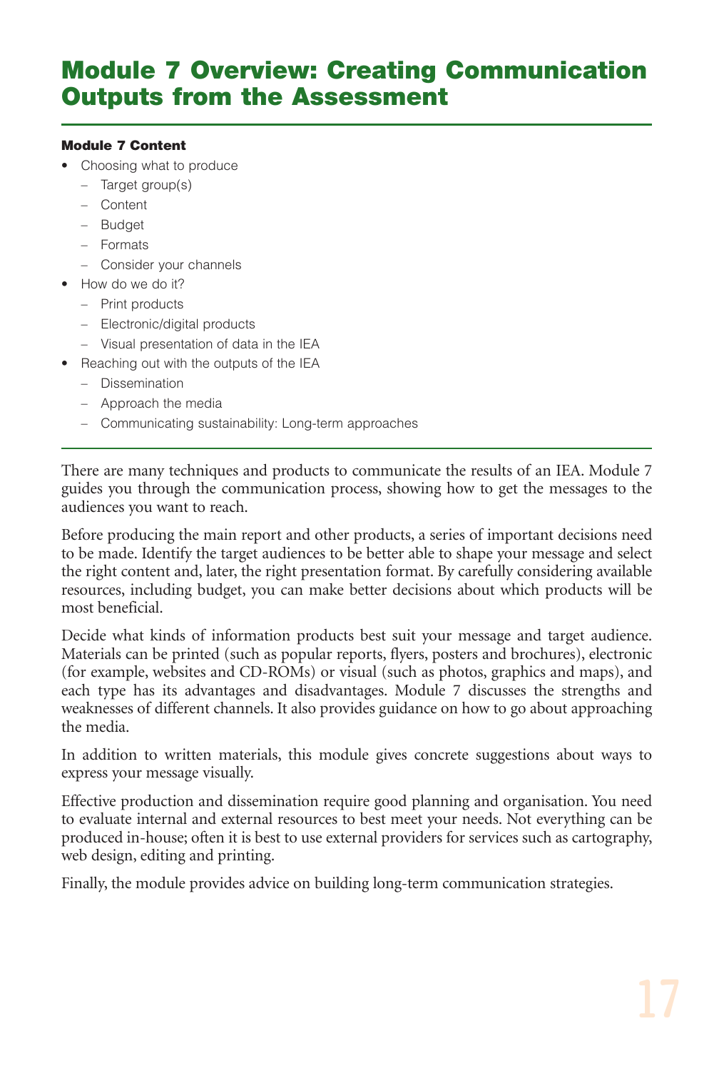# Module 7 Overview: Creating Communication Outputs from the Assessment

**Module 7 Content**

- Choosing what to produce
  - Target group(s)
  - Content
  - Budget
  - Formats
  - Consider your channels
- How do we do it?
  - Print products
  - Electronic/digital products
  - Visual presentation of data in the IEA
- Reaching out with the outputs of the IEA
  - Dissemination
  - Approach the media
  - Communicating sustainability: Long-term approaches

There are many techniques and products to communicate the results of an IEA. Module 7 guides you through the communication process, showing how to get the messages to the audiences you want to reach.

Before producing the main report and other products, a series of important decisions need to be made. Identify the target audiences to be better able to shape your message and select the right content and, later, the right presentation format. By carefully considering available resources, including budget, you can make better decisions about which products will be most beneficial.

Decide what kinds of information products best suit your message and target audience. Materials can be printed (such as popular reports, flyers, posters and brochures), electronic (for example, websites and CD-ROMs) or visual (such as photos, graphics and maps), and each type has its advantages and disadvantages. Module 7 discusses the strengths and weaknesses of different channels. It also provides guidance on how to go about approaching the media.

In addition to written materials, this module gives concrete suggestions about ways to express your message visually.

Effective production and dissemination require good planning and organisation. You need to evaluate internal and external resources to best meet your needs. Not everything can be produced in-house; often it is best to use external providers for services such as cartography, web design, editing and printing.

Finally, the module provides advice on building long-term communication strategies.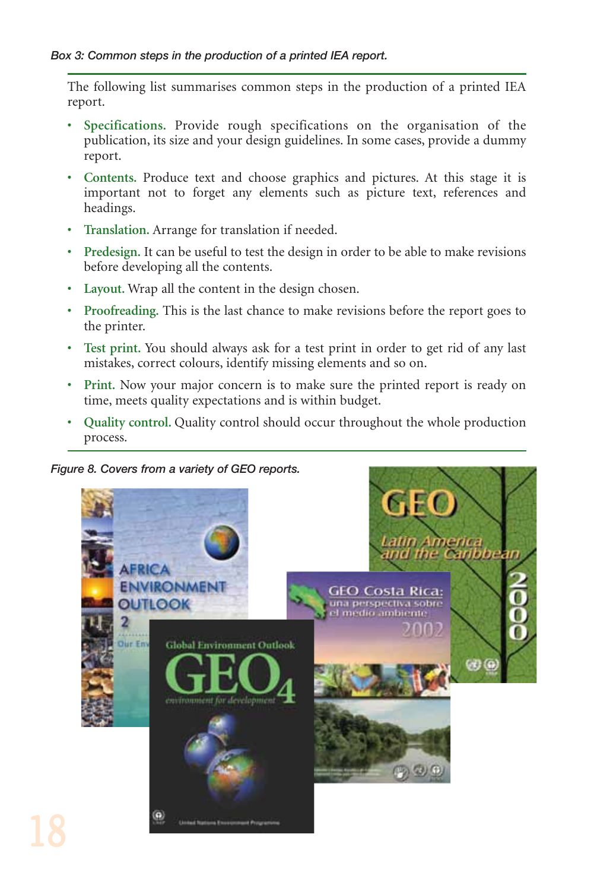*Box 3: Common steps in the production of a printed IEA report.*

The following list summarises common steps in the production of a printed IEA report.

- **Specifications.** Provide rough specifications on the organisation of the publication, its size and your design guidelines. In some cases, provide a dummy report.
- **Contents.** Produce text and choose graphics and pictures. At this stage it is important not to forget any elements such as picture text, references and headings.
- **Translation.** Arrange for translation if needed.
- **Predesign.** It can be useful to test the design in order to be able to make revisions before developing all the contents.
- **Layout.** Wrap all the content in the design chosen.
- **Proofreading.** This is the last chance to make revisions before the report goes to the printer.
- **Test print.** You should always ask for a test print in order to get rid of any last mistakes, correct colours, identify missing elements and so on.
- **Print.** Now your major concern is to make sure the printed report is ready on time, meets quality expectations and is within budget.
- **Quality control.** Quality control should occur throughout the whole production process.

*Figure 8. Covers from a variety of GEO reports.*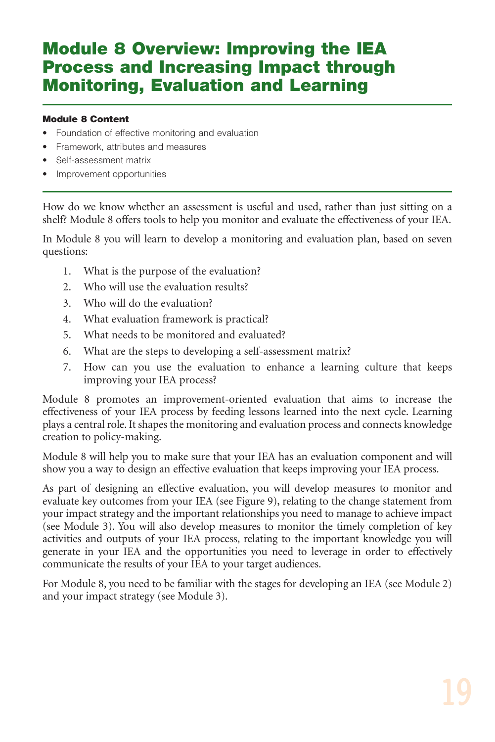# Module 8 Overview: Improving the IEA Process and Increasing Impact through Monitoring, Evaluation and Learning

**Module 8 Content**

- Foundation of effective monitoring and evaluation
- Framework, attributes and measures
- Self-assessment matrix
- Improvement opportunities

How do we know whether an assessment is useful and used, rather than just sitting on a shelf? Module 8 offers tools to help you monitor and evaluate the effectiveness of your IEA.

In Module 8 you will learn to develop a monitoring and evaluation plan, based on seven questions:

1. What is the purpose of the evaluation?
2. Who will use the evaluation results?
3. Who will do the evaluation?
4. What evaluation framework is practical?
5. What needs to be monitored and evaluated?
6. What are the steps to developing a self-assessment matrix?
7. How can you use the evaluation to enhance a learning culture that keeps improving your IEA process?

Module 8 promotes an improvement-oriented evaluation that aims to increase the effectiveness of your IEA process by feeding lessons learned into the next cycle. Learning plays a central role. It shapes the monitoring and evaluation process and connects knowledge creation to policy-making.

Module 8 will help you to make sure that your IEA has an evaluation component and will show you a way to design an effective evaluation that keeps improving your IEA process.

As part of designing an effective evaluation, you will develop measures to monitor and evaluate key outcomes from your IEA (see Figure 9), relating to the change statement from your impact strategy and the important relationships you need to manage to achieve impact (see Module 3). You will also develop measures to monitor the timely completion of key activities and outputs of your IEA process, relating to the important knowledge you will generate in your IEA and the opportunities you need to leverage in order to effectively communicate the results of your IEA to your target audiences.

For Module 8, you need to be familiar with the stages for developing an IEA (see Module 2) and your impact strategy (see Module 3).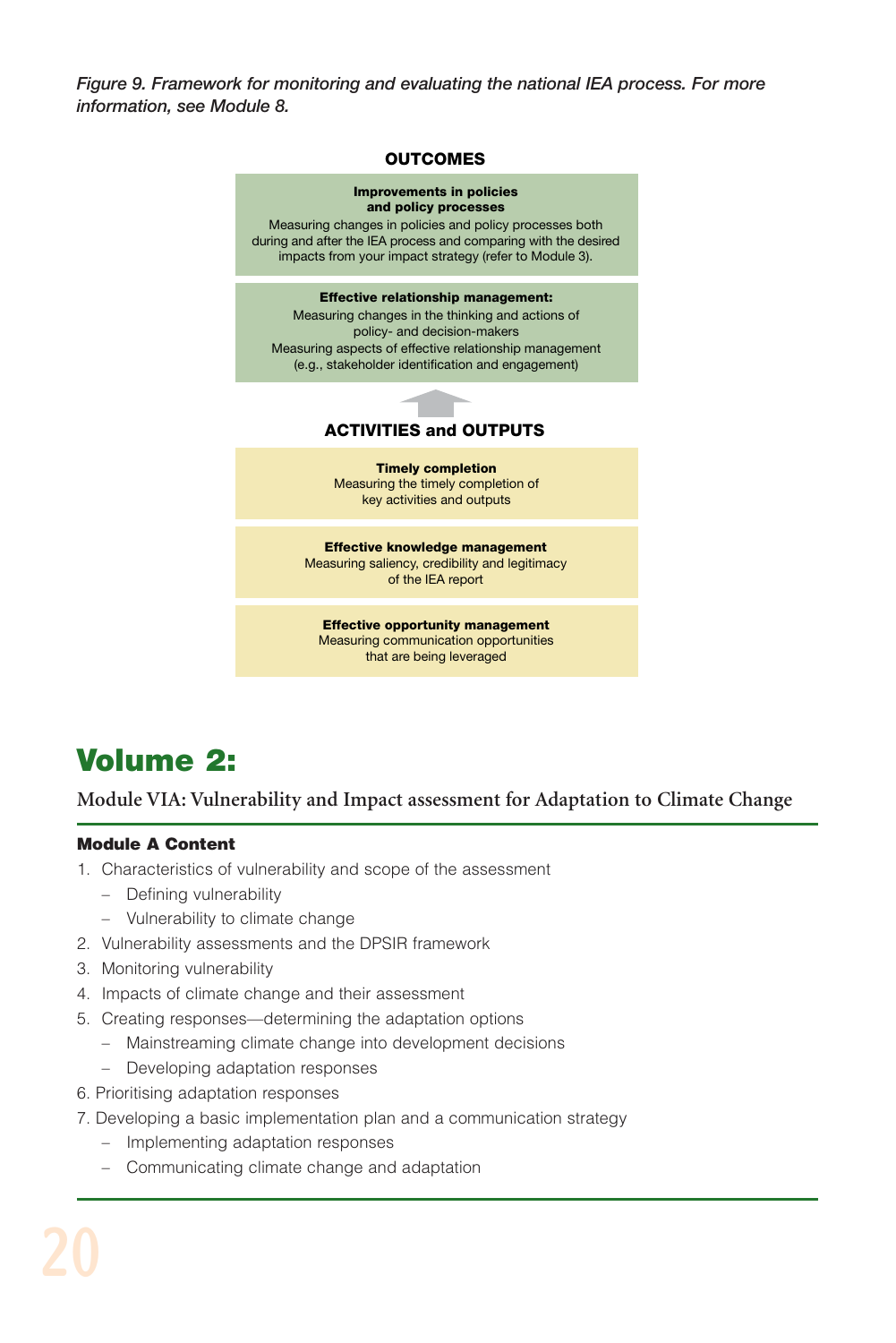*Figure 9. Framework for monitoring and evaluating the national IEA process. For more information, see Module 8.*

**OUTCOMES**

**Improvements in policies and policy processes**
Measuring changes in policies and policy processes both during and after the IEA process and comparing with the desired impacts from your impact strategy (refer to Module 3).

**Effective relationship management:**
Measuring changes in the thinking and actions of policy- and decision-makers
Measuring aspects of effective relationship management (e.g., stakeholder identification and engagement)

**ACTIVITIES and OUTPUTS**

**Timely completion**
Measuring the timely completion of key activities and outputs

**Effective knowledge management**
Measuring saliency, credibility and legitimacy of the IEA report

**Effective opportunity management**
Measuring communication opportunities that are being leveraged

# Volume 2:

## Module VIA: Vulnerability and Impact assessment for Adaptation to Climate Change

### Module A Content

1. Characteristics of vulnerability and scope of the assessment
   - Defining vulnerability
   - Vulnerability to climate change
2. Vulnerability assessments and the DPSIR framework
3. Monitoring vulnerability
4. Impacts of climate change and their assessment
5. Creating responses—determining the adaptation options
   - Mainstreaming climate change into development decisions
   - Developing adaptation responses
6. Prioritising adaptation responses
7. Developing a basic implementation plan and a communication strategy
   - Implementing adaptation responses
   - Communicating climate change and adaptation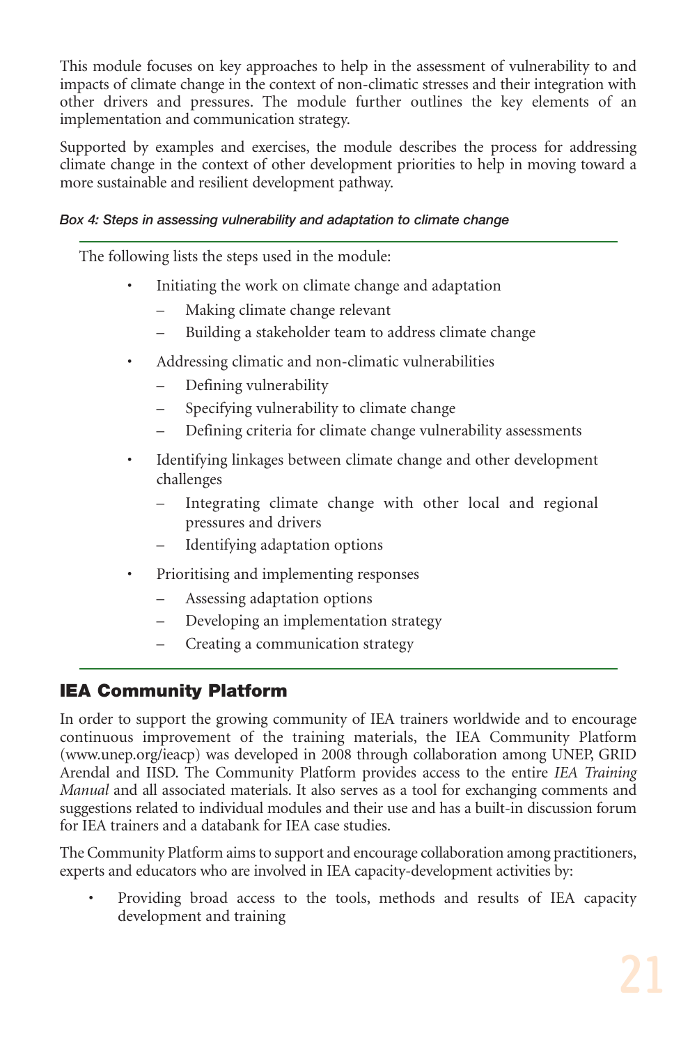This module focuses on key approaches to help in the assessment of vulnerability to and impacts of climate change in the context of non-climatic stresses and their integration with other drivers and pressures. The module further outlines the key elements of an implementation and communication strategy.

Supported by examples and exercises, the module describes the process for addressing climate change in the context of other development priorities to help in moving toward a more sustainable and resilient development pathway.

***Box 4: Steps in assessing vulnerability and adaptation to climate change***

The following lists the steps used in the module:

- Initiating the work on climate change and adaptation
  - Making climate change relevant
  - Building a stakeholder team to address climate change
- Addressing climatic and non-climatic vulnerabilities
  - Defining vulnerability
  - Specifying vulnerability to climate change
  - Defining criteria for climate change vulnerability assessments
- Identifying linkages between climate change and other development challenges
  - Integrating climate change with other local and regional pressures and drivers
  - Identifying adaptation options
- Prioritising and implementing responses
  - Assessing adaptation options
  - Developing an implementation strategy
  - Creating a communication strategy

## IEA Community Platform

In order to support the growing community of IEA trainers worldwide and to encourage continuous improvement of the training materials, the IEA Community Platform (www.unep.org/ieacp) was developed in 2008 through collaboration among UNEP, GRID Arendal and IISD. The Community Platform provides access to the entire *IEA Training Manual* and all associated materials. It also serves as a tool for exchanging comments and suggestions related to individual modules and their use and has a built-in discussion forum for IEA trainers and a databank for IEA case studies.

The Community Platform aims to support and encourage collaboration among practitioners, experts and educators who are involved in IEA capacity-development activities by:

- Providing broad access to the tools, methods and results of IEA capacity development and training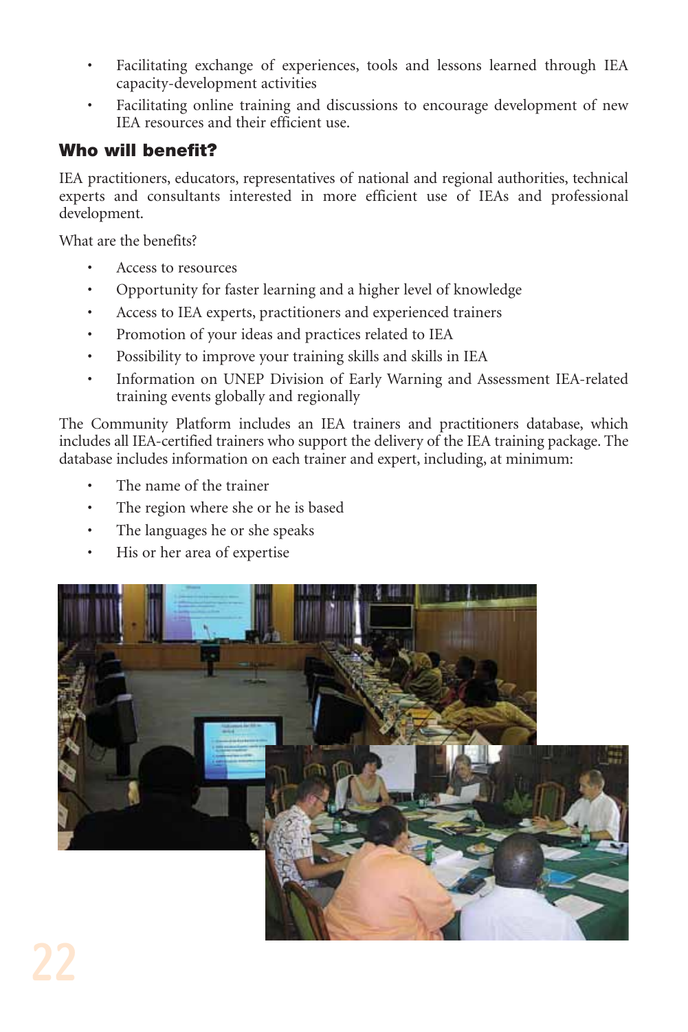- Facilitating exchange of experiences, tools and lessons learned through IEA capacity-development activities
- Facilitating online training and discussions to encourage development of new IEA resources and their efficient use.

## Who will benefit?

IEA practitioners, educators, representatives of national and regional authorities, technical experts and consultants interested in more efficient use of IEAs and professional development.

What are the benefits?

- Access to resources
- Opportunity for faster learning and a higher level of knowledge
- Access to IEA experts, practitioners and experienced trainers
- Promotion of your ideas and practices related to IEA
- Possibility to improve your training skills and skills in IEA
- Information on UNEP Division of Early Warning and Assessment IEA-related training events globally and regionally

The Community Platform includes an IEA trainers and practitioners database, which includes all IEA-certified trainers who support the delivery of the IEA training package. The database includes information on each trainer and expert, including, at minimum:

- The name of the trainer
- The region where she or he is based
- The languages he or she speaks
- His or her area of expertise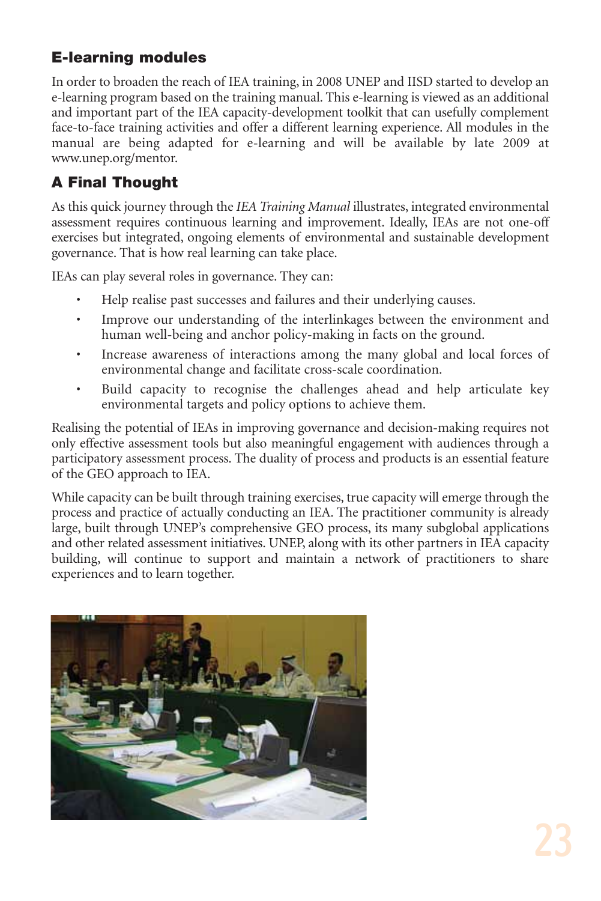## E-learning modules

In order to broaden the reach of IEA training, in 2008 UNEP and IISD started to develop an e-learning program based on the training manual. This e-learning is viewed as an additional and important part of the IEA capacity-development toolkit that can usefully complement face-to-face training activities and offer a different learning experience. All modules in the manual are being adapted for e-learning and will be available by late 2009 at www.unep.org/mentor.

## A Final Thought

As this quick journey through the *IEA Training Manual* illustrates, integrated environmental assessment requires continuous learning and improvement. Ideally, IEAs are not one-off exercises but integrated, ongoing elements of environmental and sustainable development governance. That is how real learning can take place.

IEAs can play several roles in governance. They can:

- Help realise past successes and failures and their underlying causes.
- Improve our understanding of the interlinkages between the environment and human well-being and anchor policy-making in facts on the ground.
- Increase awareness of interactions among the many global and local forces of environmental change and facilitate cross-scale coordination.
- Build capacity to recognise the challenges ahead and help articulate key environmental targets and policy options to achieve them.

Realising the potential of IEAs in improving governance and decision-making requires not only effective assessment tools but also meaningful engagement with audiences through a participatory assessment process. The duality of process and products is an essential feature of the GEO approach to IEA.

While capacity can be built through training exercises, true capacity will emerge through the process and practice of actually conducting an IEA. The practitioner community is already large, built through UNEP's comprehensive GEO process, its many subglobal applications and other related assessment initiatives. UNEP, along with its other partners in IEA capacity building, will continue to support and maintain a network of practitioners to share experiences and to learn together.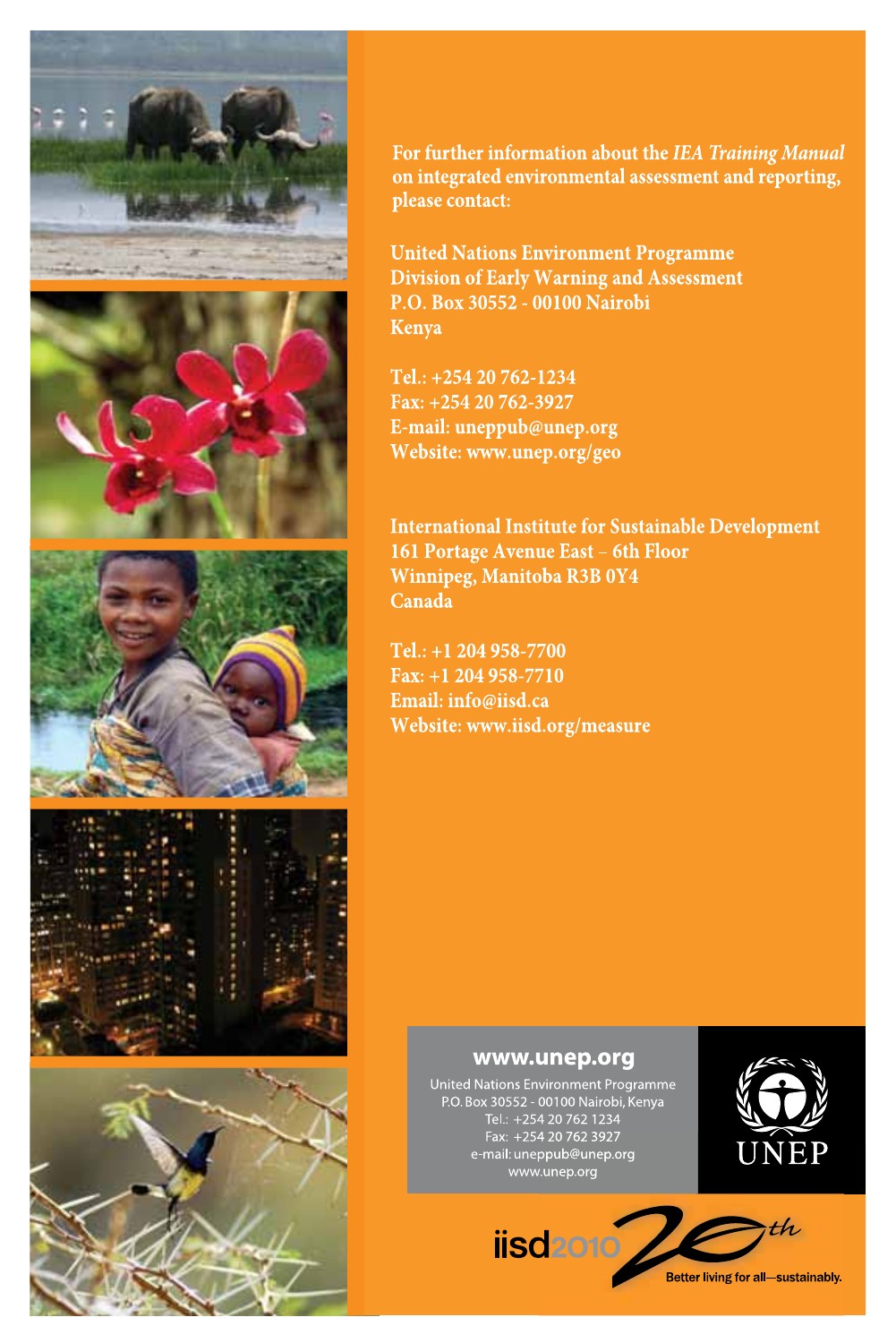**For further information about the *IEA Training Manual* on integrated environmental assessment and reporting, please contact:**

**United Nations Environment Programme**
**Division of Early Warning and Assessment**
**P.O. Box 30552 - 00100 Nairobi**
**Kenya**

**Tel.: +254 20 762-1234**
**Fax: +254 20 762-3927**
**E-mail: uneppub@unep.org**
**Website: www.unep.org/geo**

**International Institute for Sustainable Development**
**161 Portage Avenue East – 6th Floor**
**Winnipeg, Manitoba R3B 0Y4**
**Canada**

**Tel.: +1 204 958-7700**
**Fax: +1 204 958-7710**
**Email: info@iisd.ca**
**Website: www.iisd.org/measure**

**www.unep.org**

United Nations Environment Programme
P.O. Box 30552 - 00100 Nairobi, Kenya
Tel.: +254 20 762 1234
Fax: +254 20 762 3927
e-mail: uneppub@unep.org
www.unep.org

UNEP

iisd 2010 20th
Better living for all—sustainably.